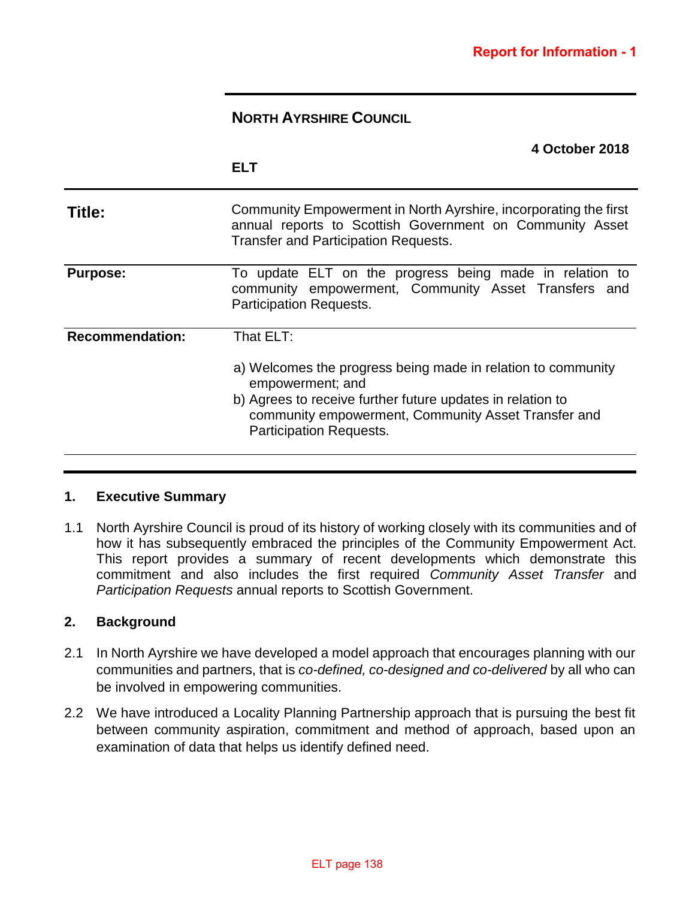**Report for Information - 1**

## NORTH AYRSHIRE COUNCIL

**4 October 2018**

**ELT**

| | |
|---|---|
| **Title:** | Community Empowerment in North Ayrshire, incorporating the first annual reports to Scottish Government on Community Asset Transfer and Participation Requests. |
| **Purpose:** | To update ELT on the progress being made in relation to community empowerment, Community Asset Transfers and Participation Requests. |
| **Recommendation:** | That ELT:<br><br>a) Welcomes the progress being made in relation to community empowerment; and<br>b) Agrees to receive further future updates in relation to community empowerment, Community Asset Transfer and Participation Requests. |

## 1. Executive Summary

1.1 North Ayrshire Council is proud of its history of working closely with its communities and of how it has subsequently embraced the principles of the Community Empowerment Act. This report provides a summary of recent developments which demonstrate this commitment and also includes the first required *Community Asset Transfer* and *Participation Requests* annual reports to Scottish Government.

## 2. Background

2.1 In North Ayrshire we have developed a model approach that encourages planning with our communities and partners, that is *co-defined, co-designed and co-delivered* by all who can be involved in empowering communities.

2.2 We have introduced a Locality Planning Partnership approach that is pursuing the best fit between community aspiration, commitment and method of approach, based upon an examination of data that helps us identify defined need.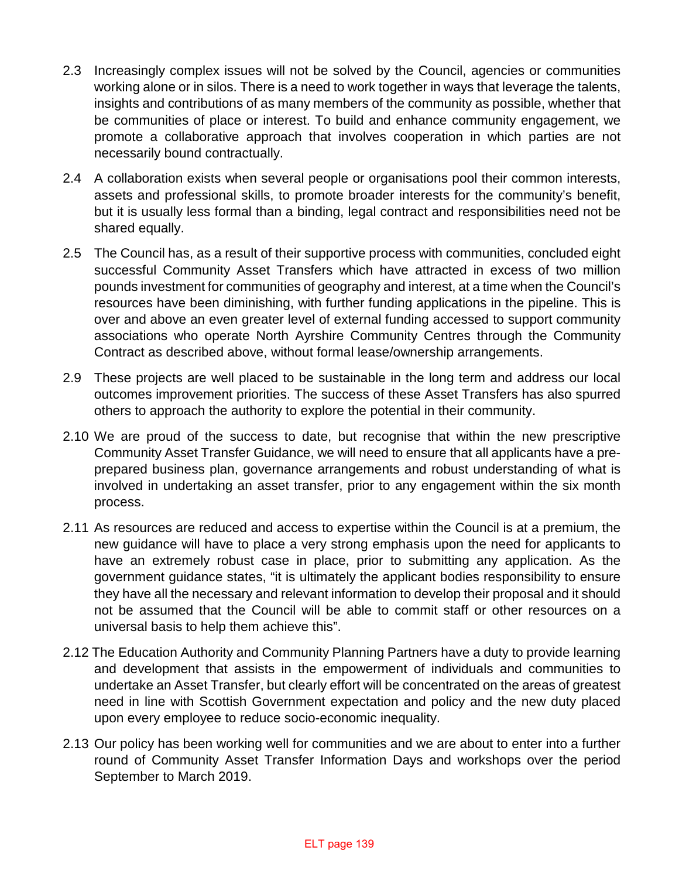2.3 Increasingly complex issues will not be solved by the Council, agencies or communities working alone or in silos. There is a need to work together in ways that leverage the talents, insights and contributions of as many members of the community as possible, whether that be communities of place or interest. To build and enhance community engagement, we promote a collaborative approach that involves cooperation in which parties are not necessarily bound contractually.

2.4 A collaboration exists when several people or organisations pool their common interests, assets and professional skills, to promote broader interests for the community's benefit, but it is usually less formal than a binding, legal contract and responsibilities need not be shared equally.

2.5 The Council has, as a result of their supportive process with communities, concluded eight successful Community Asset Transfers which have attracted in excess of two million pounds investment for communities of geography and interest, at a time when the Council's resources have been diminishing, with further funding applications in the pipeline. This is over and above an even greater level of external funding accessed to support community associations who operate North Ayrshire Community Centres through the Community Contract as described above, without formal lease/ownership arrangements.

2.9 These projects are well placed to be sustainable in the long term and address our local outcomes improvement priorities. The success of these Asset Transfers has also spurred others to approach the authority to explore the potential in their community.

2.10 We are proud of the success to date, but recognise that within the new prescriptive Community Asset Transfer Guidance, we will need to ensure that all applicants have a pre-prepared business plan, governance arrangements and robust understanding of what is involved in undertaking an asset transfer, prior to any engagement within the six month process.

2.11 As resources are reduced and access to expertise within the Council is at a premium, the new guidance will have to place a very strong emphasis upon the need for applicants to have an extremely robust case in place, prior to submitting any application. As the government guidance states, "it is ultimately the applicant bodies responsibility to ensure they have all the necessary and relevant information to develop their proposal and it should not be assumed that the Council will be able to commit staff or other resources on a universal basis to help them achieve this".

2.12 The Education Authority and Community Planning Partners have a duty to provide learning and development that assists in the empowerment of individuals and communities to undertake an Asset Transfer, but clearly effort will be concentrated on the areas of greatest need in line with Scottish Government expectation and policy and the new duty placed upon every employee to reduce socio-economic inequality.

2.13 Our policy has been working well for communities and we are about to enter into a further round of Community Asset Transfer Information Days and workshops over the period September to March 2019.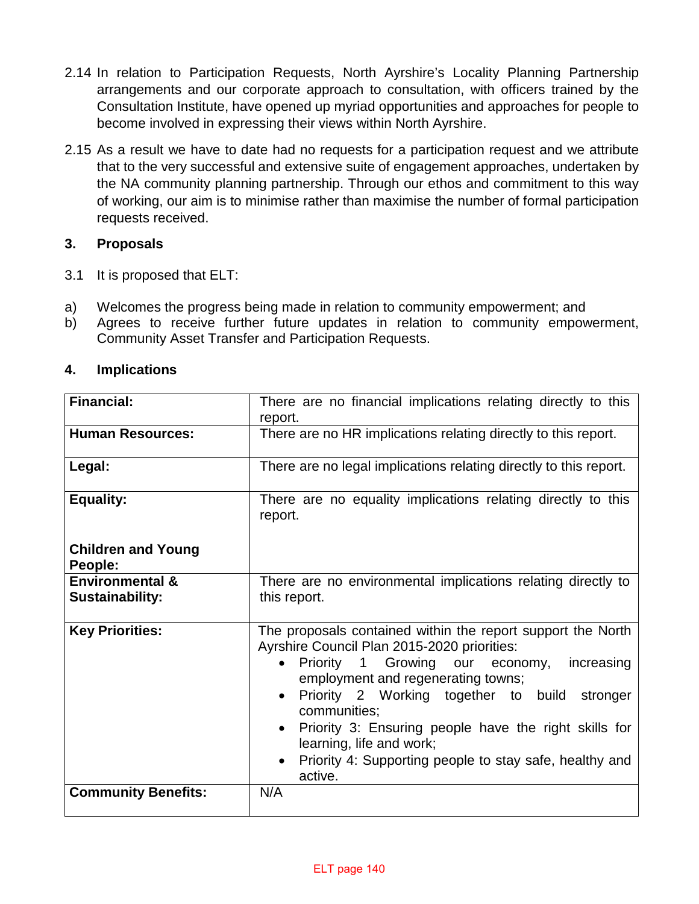2.14 In relation to Participation Requests, North Ayrshire's Locality Planning Partnership arrangements and our corporate approach to consultation, with officers trained by the Consultation Institute, have opened up myriad opportunities and approaches for people to become involved in expressing their views within North Ayrshire.

2.15 As a result we have to date had no requests for a participation request and we attribute that to the very successful and extensive suite of engagement approaches, undertaken by the NA community planning partnership. Through our ethos and commitment to this way of working, our aim is to minimise rather than maximise the number of formal participation requests received.

## 3. Proposals

3.1 It is proposed that ELT:

a) Welcomes the progress being made in relation to community empowerment; and
b) Agrees to receive further future updates in relation to community empowerment, Community Asset Transfer and Participation Requests.

## 4. Implications

| | |
|---|---|
| **Financial:** | There are no financial implications relating directly to this report. |
| **Human Resources:** | There are no HR implications relating directly to this report. |
| **Legal:** | There are no legal implications relating directly to this report. |
| **Equality:**<br><br>**Children and Young People:** | There are no equality implications relating directly to this report. |
| **Environmental & Sustainability:** | There are no environmental implications relating directly to this report. |
| **Key Priorities:** | The proposals contained within the report support the North Ayrshire Council Plan 2015-2020 priorities:<br>• Priority 1 Growing our economy, increasing employment and regenerating towns;<br>• Priority 2 Working together to build stronger communities;<br>• Priority 3: Ensuring people have the right skills for learning, life and work;<br>• Priority 4: Supporting people to stay safe, healthy and active. |
| **Community Benefits:** | N/A |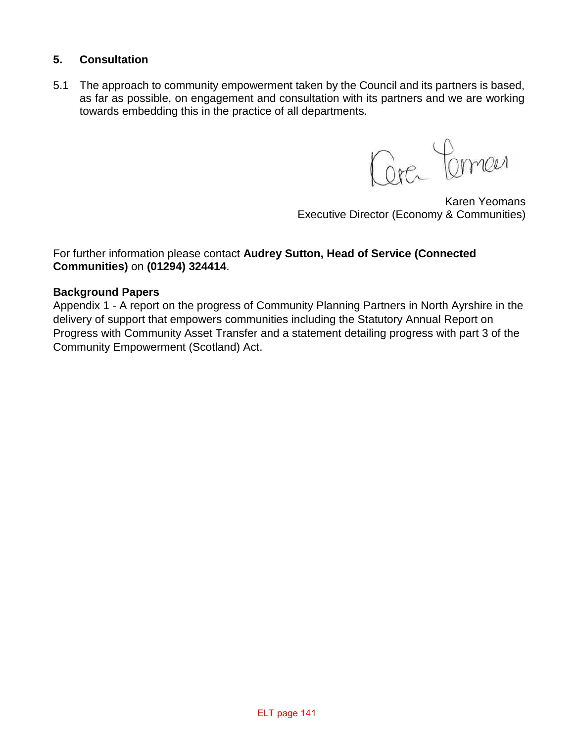## 5. Consultation

5.1 The approach to community empowerment taken by the Council and its partners is based, as far as possible, on engagement and consultation with its partners and we are working towards embedding this in the practice of all departments.

Karen Yeomans
Executive Director (Economy & Communities)

For further information please contact **Audrey Sutton, Head of Service (Connected Communities)** on **(01294) 324414**.

**Background Papers**
Appendix 1 - A report on the progress of Community Planning Partners in North Ayrshire in the delivery of support that empowers communities including the Statutory Annual Report on Progress with Community Asset Transfer and a statement detailing progress with part 3 of the Community Empowerment (Scotland) Act.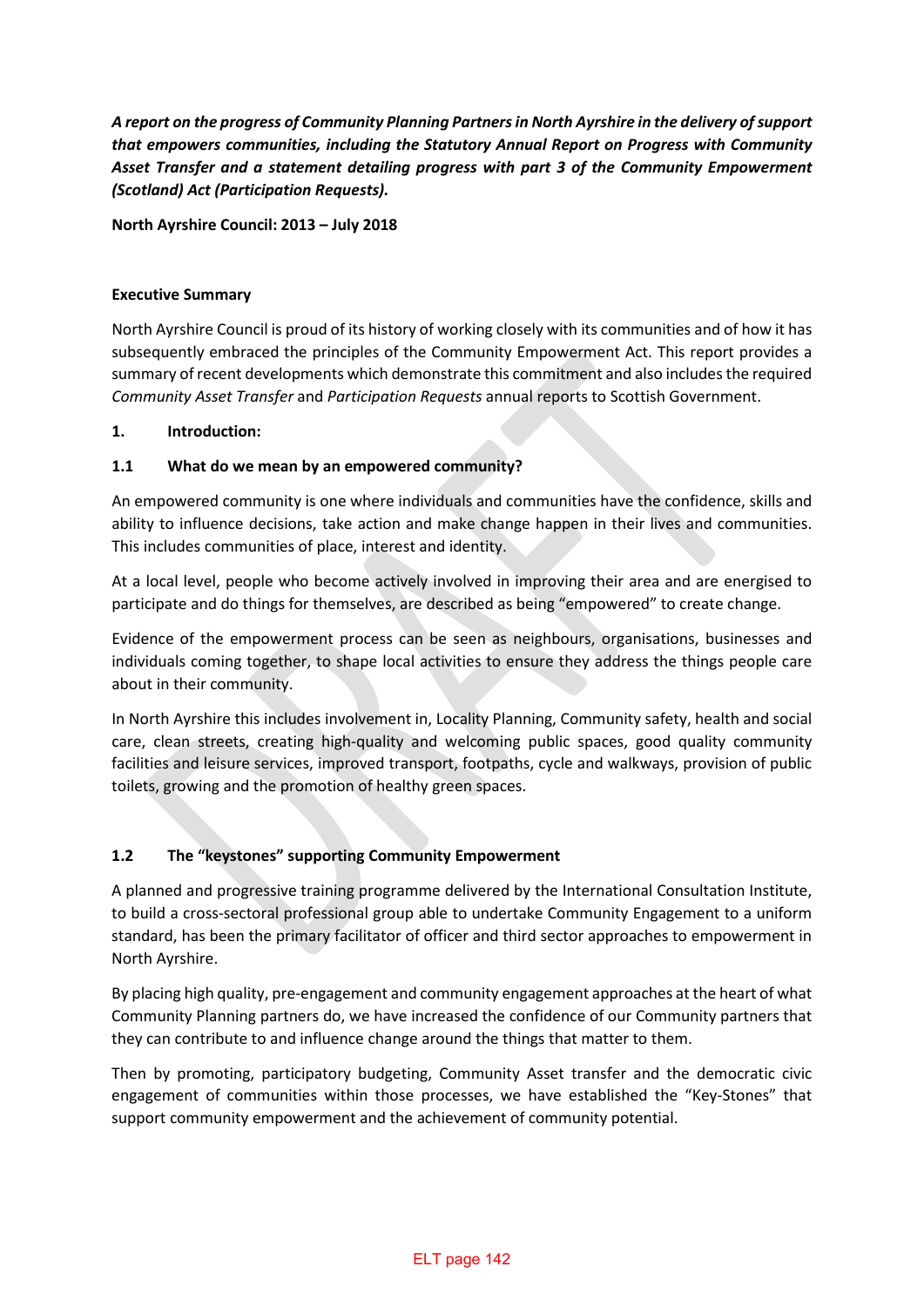***A report on the progress of Community Planning Partners in North Ayrshire in the delivery of support that empowers communities, including the Statutory Annual Report on Progress with Community Asset Transfer and a statement detailing progress with part 3 of the Community Empowerment (Scotland) Act (Participation Requests).***

**North Ayrshire Council: 2013 – July 2018**

**Executive Summary**

North Ayrshire Council is proud of its history of working closely with its communities and of how it has subsequently embraced the principles of the Community Empowerment Act. This report provides a summary of recent developments which demonstrate this commitment and also includes the required *Community Asset Transfer* and *Participation Requests* annual reports to Scottish Government.

## 1. Introduction:

### 1.1 What do we mean by an empowered community?

An empowered community is one where individuals and communities have the confidence, skills and ability to influence decisions, take action and make change happen in their lives and communities. This includes communities of place, interest and identity.

At a local level, people who become actively involved in improving their area and are energised to participate and do things for themselves, are described as being "empowered" to create change.

Evidence of the empowerment process can be seen as neighbours, organisations, businesses and individuals coming together, to shape local activities to ensure they address the things people care about in their community.

In North Ayrshire this includes involvement in, Locality Planning, Community safety, health and social care, clean streets, creating high-quality and welcoming public spaces, good quality community facilities and leisure services, improved transport, footpaths, cycle and walkways, provision of public toilets, growing and the promotion of healthy green spaces.

### 1.2 The "keystones" supporting Community Empowerment

A planned and progressive training programme delivered by the International Consultation Institute, to build a cross-sectoral professional group able to undertake Community Engagement to a uniform standard, has been the primary facilitator of officer and third sector approaches to empowerment in North Ayrshire.

By placing high quality, pre-engagement and community engagement approaches at the heart of what Community Planning partners do, we have increased the confidence of our Community partners that they can contribute to and influence change around the things that matter to them.

Then by promoting, participatory budgeting, Community Asset transfer and the democratic civic engagement of communities within those processes, we have established the "Key-Stones" that support community empowerment and the achievement of community potential.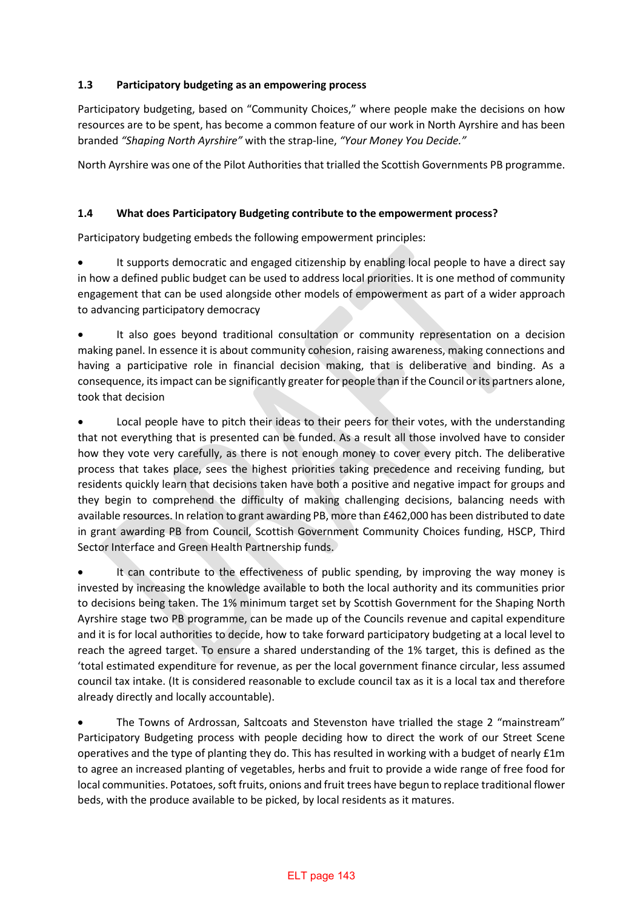### 1.3 Participatory budgeting as an empowering process

Participatory budgeting, based on "Community Choices," where people make the decisions on how resources are to be spent, has become a common feature of our work in North Ayrshire and has been branded *"Shaping North Ayrshire"* with the strap-line, *"Your Money You Decide."*

North Ayrshire was one of the Pilot Authorities that trialled the Scottish Governments PB programme.

### 1.4 What does Participatory Budgeting contribute to the empowerment process?

Participatory budgeting embeds the following empowerment principles:

- It supports democratic and engaged citizenship by enabling local people to have a direct say in how a defined public budget can be used to address local priorities. It is one method of community engagement that can be used alongside other models of empowerment as part of a wider approach to advancing participatory democracy
- It also goes beyond traditional consultation or community representation on a decision making panel. In essence it is about community cohesion, raising awareness, making connections and having a participative role in financial decision making, that is deliberative and binding. As a consequence, its impact can be significantly greater for people than if the Council or its partners alone, took that decision
- Local people have to pitch their ideas to their peers for their votes, with the understanding that not everything that is presented can be funded. As a result all those involved have to consider how they vote very carefully, as there is not enough money to cover every pitch. The deliberative process that takes place, sees the highest priorities taking precedence and receiving funding, but residents quickly learn that decisions taken have both a positive and negative impact for groups and they begin to comprehend the difficulty of making challenging decisions, balancing needs with available resources. In relation to grant awarding PB, more than £462,000 has been distributed to date in grant awarding PB from Council, Scottish Government Community Choices funding, HSCP, Third Sector Interface and Green Health Partnership funds.
- It can contribute to the effectiveness of public spending, by improving the way money is invested by increasing the knowledge available to both the local authority and its communities prior to decisions being taken. The 1% minimum target set by Scottish Government for the Shaping North Ayrshire stage two PB programme, can be made up of the Councils revenue and capital expenditure and it is for local authorities to decide, how to take forward participatory budgeting at a local level to reach the agreed target. To ensure a shared understanding of the 1% target, this is defined as the 'total estimated expenditure for revenue, as per the local government finance circular, less assumed council tax intake. (It is considered reasonable to exclude council tax as it is a local tax and therefore already directly and locally accountable).
- The Towns of Ardrossan, Saltcoats and Stevenston have trialled the stage 2 "mainstream" Participatory Budgeting process with people deciding how to direct the work of our Street Scene operatives and the type of planting they do. This has resulted in working with a budget of nearly £1m to agree an increased planting of vegetables, herbs and fruit to provide a wide range of free food for local communities. Potatoes, soft fruits, onions and fruit trees have begun to replace traditional flower beds, with the produce available to be picked, by local residents as it matures.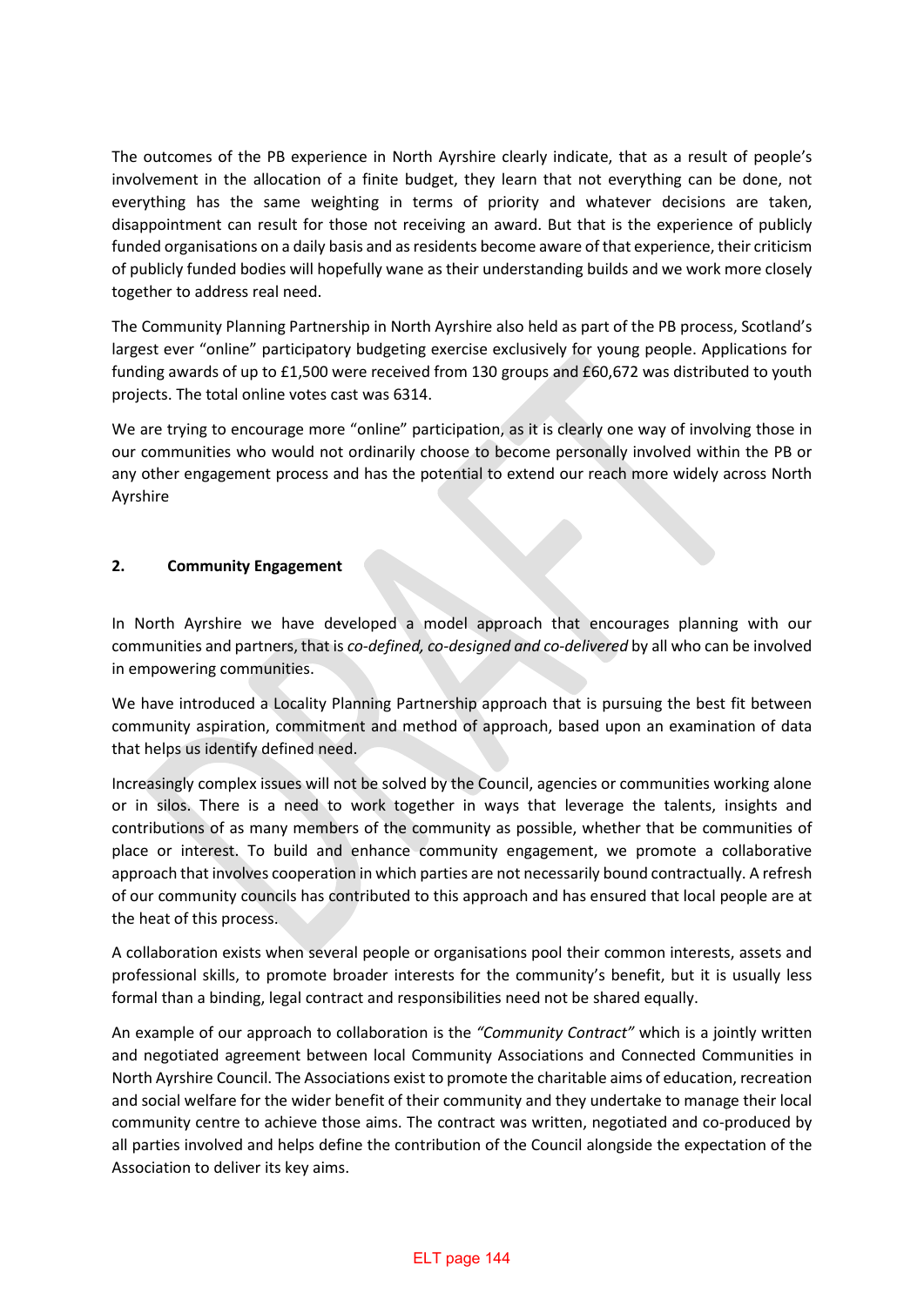The outcomes of the PB experience in North Ayrshire clearly indicate, that as a result of people's involvement in the allocation of a finite budget, they learn that not everything can be done, not everything has the same weighting in terms of priority and whatever decisions are taken, disappointment can result for those not receiving an award. But that is the experience of publicly funded organisations on a daily basis and as residents become aware of that experience, their criticism of publicly funded bodies will hopefully wane as their understanding builds and we work more closely together to address real need.

The Community Planning Partnership in North Ayrshire also held as part of the PB process, Scotland's largest ever "online" participatory budgeting exercise exclusively for young people. Applications for funding awards of up to £1,500 were received from 130 groups and £60,672 was distributed to youth projects. The total online votes cast was 6314.

We are trying to encourage more "online" participation, as it is clearly one way of involving those in our communities who would not ordinarily choose to become personally involved within the PB or any other engagement process and has the potential to extend our reach more widely across North Ayrshire

## 2. Community Engagement

In North Ayrshire we have developed a model approach that encourages planning with our communities and partners, that is *co-defined, co-designed and co-delivered* by all who can be involved in empowering communities.

We have introduced a Locality Planning Partnership approach that is pursuing the best fit between community aspiration, commitment and method of approach, based upon an examination of data that helps us identify defined need.

Increasingly complex issues will not be solved by the Council, agencies or communities working alone or in silos. There is a need to work together in ways that leverage the talents, insights and contributions of as many members of the community as possible, whether that be communities of place or interest. To build and enhance community engagement, we promote a collaborative approach that involves cooperation in which parties are not necessarily bound contractually. A refresh of our community councils has contributed to this approach and has ensured that local people are at the heat of this process.

A collaboration exists when several people or organisations pool their common interests, assets and professional skills, to promote broader interests for the community's benefit, but it is usually less formal than a binding, legal contract and responsibilities need not be shared equally.

An example of our approach to collaboration is the *"Community Contract"* which is a jointly written and negotiated agreement between local Community Associations and Connected Communities in North Ayrshire Council. The Associations exist to promote the charitable aims of education, recreation and social welfare for the wider benefit of their community and they undertake to manage their local community centre to achieve those aims. The contract was written, negotiated and co-produced by all parties involved and helps define the contribution of the Council alongside the expectation of the Association to deliver its key aims.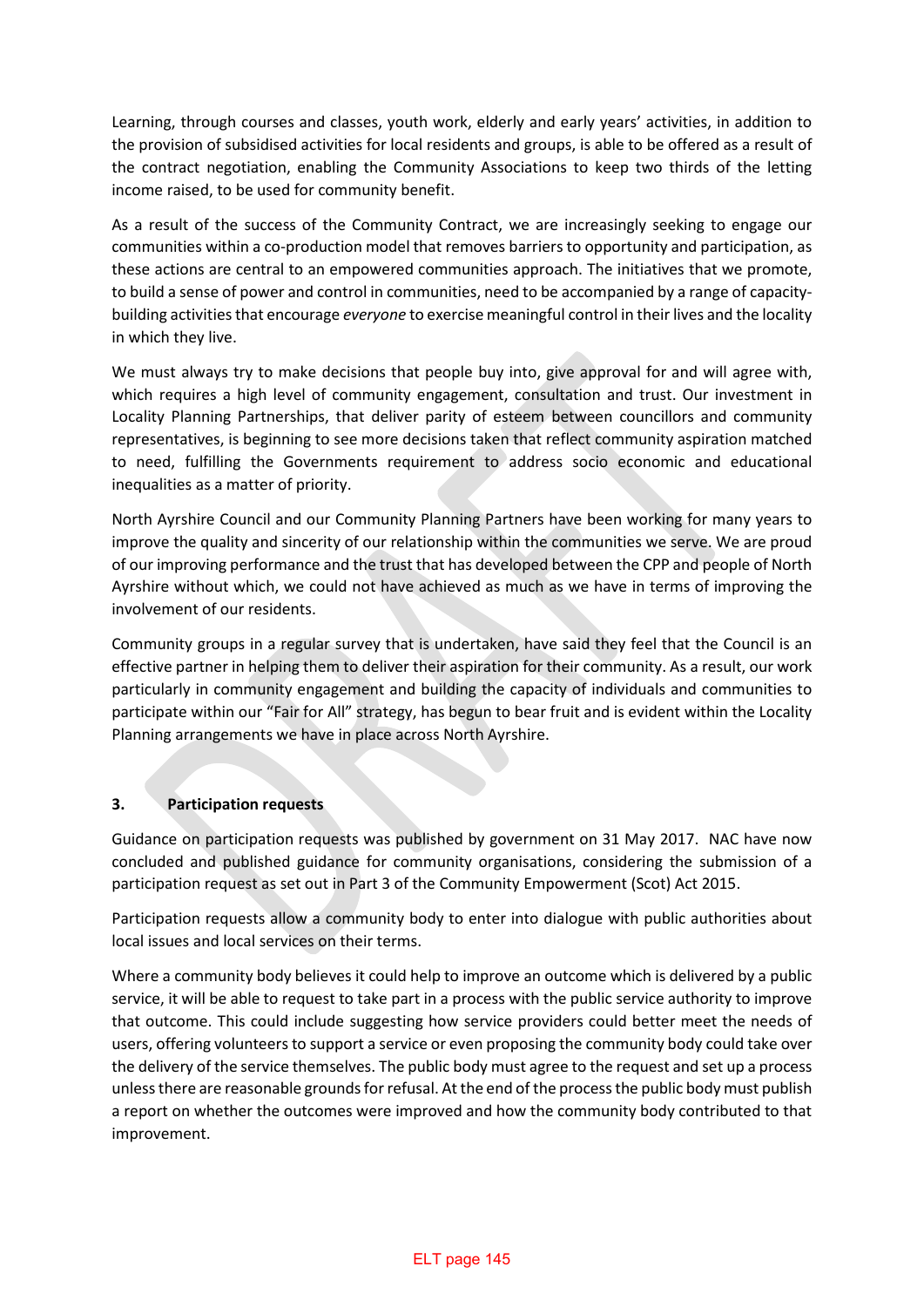Learning, through courses and classes, youth work, elderly and early years' activities, in addition to the provision of subsidised activities for local residents and groups, is able to be offered as a result of the contract negotiation, enabling the Community Associations to keep two thirds of the letting income raised, to be used for community benefit.

As a result of the success of the Community Contract, we are increasingly seeking to engage our communities within a co-production model that removes barriers to opportunity and participation, as these actions are central to an empowered communities approach. The initiatives that we promote, to build a sense of power and control in communities, need to be accompanied by a range of capacity-building activities that encourage *everyone* to exercise meaningful control in their lives and the locality in which they live.

We must always try to make decisions that people buy into, give approval for and will agree with, which requires a high level of community engagement, consultation and trust. Our investment in Locality Planning Partnerships, that deliver parity of esteem between councillors and community representatives, is beginning to see more decisions taken that reflect community aspiration matched to need, fulfilling the Governments requirement to address socio economic and educational inequalities as a matter of priority.

North Ayrshire Council and our Community Planning Partners have been working for many years to improve the quality and sincerity of our relationship within the communities we serve. We are proud of our improving performance and the trust that has developed between the CPP and people of North Ayrshire without which, we could not have achieved as much as we have in terms of improving the involvement of our residents.

Community groups in a regular survey that is undertaken, have said they feel that the Council is an effective partner in helping them to deliver their aspiration for their community. As a result, our work particularly in community engagement and building the capacity of individuals and communities to participate within our "Fair for All" strategy, has begun to bear fruit and is evident within the Locality Planning arrangements we have in place across North Ayrshire.

## 3. Participation requests

Guidance on participation requests was published by government on 31 May 2017. NAC have now concluded and published guidance for community organisations, considering the submission of a participation request as set out in Part 3 of the Community Empowerment (Scot) Act 2015.

Participation requests allow a community body to enter into dialogue with public authorities about local issues and local services on their terms.

Where a community body believes it could help to improve an outcome which is delivered by a public service, it will be able to request to take part in a process with the public service authority to improve that outcome. This could include suggesting how service providers could better meet the needs of users, offering volunteers to support a service or even proposing the community body could take over the delivery of the service themselves. The public body must agree to the request and set up a process unless there are reasonable grounds for refusal. At the end of the process the public body must publish a report on whether the outcomes were improved and how the community body contributed to that improvement.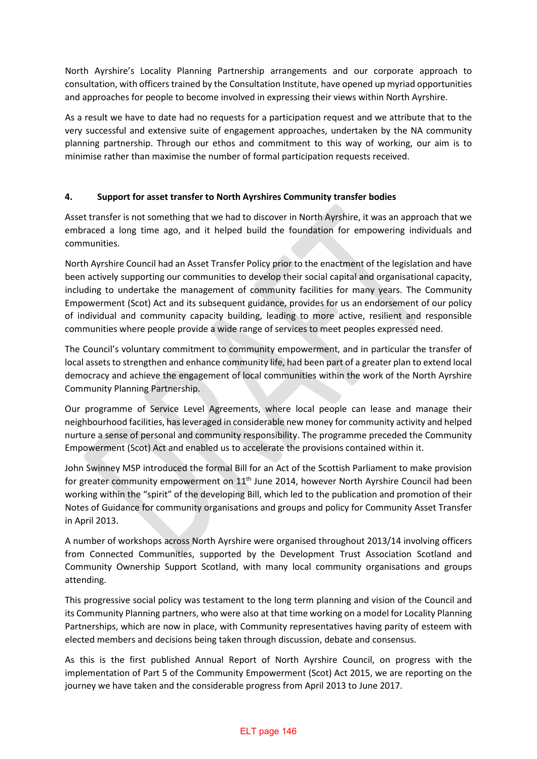North Ayrshire's Locality Planning Partnership arrangements and our corporate approach to consultation, with officers trained by the Consultation Institute, have opened up myriad opportunities and approaches for people to become involved in expressing their views within North Ayrshire.

As a result we have to date had no requests for a participation request and we attribute that to the very successful and extensive suite of engagement approaches, undertaken by the NA community planning partnership. Through our ethos and commitment to this way of working, our aim is to minimise rather than maximise the number of formal participation requests received.

**4. Support for asset transfer to North Ayrshires Community transfer bodies**

Asset transfer is not something that we had to discover in North Ayrshire, it was an approach that we embraced a long time ago, and it helped build the foundation for empowering individuals and communities.

North Ayrshire Council had an Asset Transfer Policy prior to the enactment of the legislation and have been actively supporting our communities to develop their social capital and organisational capacity, including to undertake the management of community facilities for many years. The Community Empowerment (Scot) Act and its subsequent guidance, provides for us an endorsement of our policy of individual and community capacity building, leading to more active, resilient and responsible communities where people provide a wide range of services to meet peoples expressed need.

The Council's voluntary commitment to community empowerment, and in particular the transfer of local assets to strengthen and enhance community life, had been part of a greater plan to extend local democracy and achieve the engagement of local communities within the work of the North Ayrshire Community Planning Partnership.

Our programme of Service Level Agreements, where local people can lease and manage their neighbourhood facilities, has leveraged in considerable new money for community activity and helped nurture a sense of personal and community responsibility. The programme preceded the Community Empowerment (Scot) Act and enabled us to accelerate the provisions contained within it.

John Swinney MSP introduced the formal Bill for an Act of the Scottish Parliament to make provision for greater community empowerment on 11th June 2014, however North Ayrshire Council had been working within the "spirit" of the developing Bill, which led to the publication and promotion of their Notes of Guidance for community organisations and groups and policy for Community Asset Transfer in April 2013.

A number of workshops across North Ayrshire were organised throughout 2013/14 involving officers from Connected Communities, supported by the Development Trust Association Scotland and Community Ownership Support Scotland, with many local community organisations and groups attending.

This progressive social policy was testament to the long term planning and vision of the Council and its Community Planning partners, who were also at that time working on a model for Locality Planning Partnerships, which are now in place, with Community representatives having parity of esteem with elected members and decisions being taken through discussion, debate and consensus.

As this is the first published Annual Report of North Ayrshire Council, on progress with the implementation of Part 5 of the Community Empowerment (Scot) Act 2015, we are reporting on the journey we have taken and the considerable progress from April 2013 to June 2017.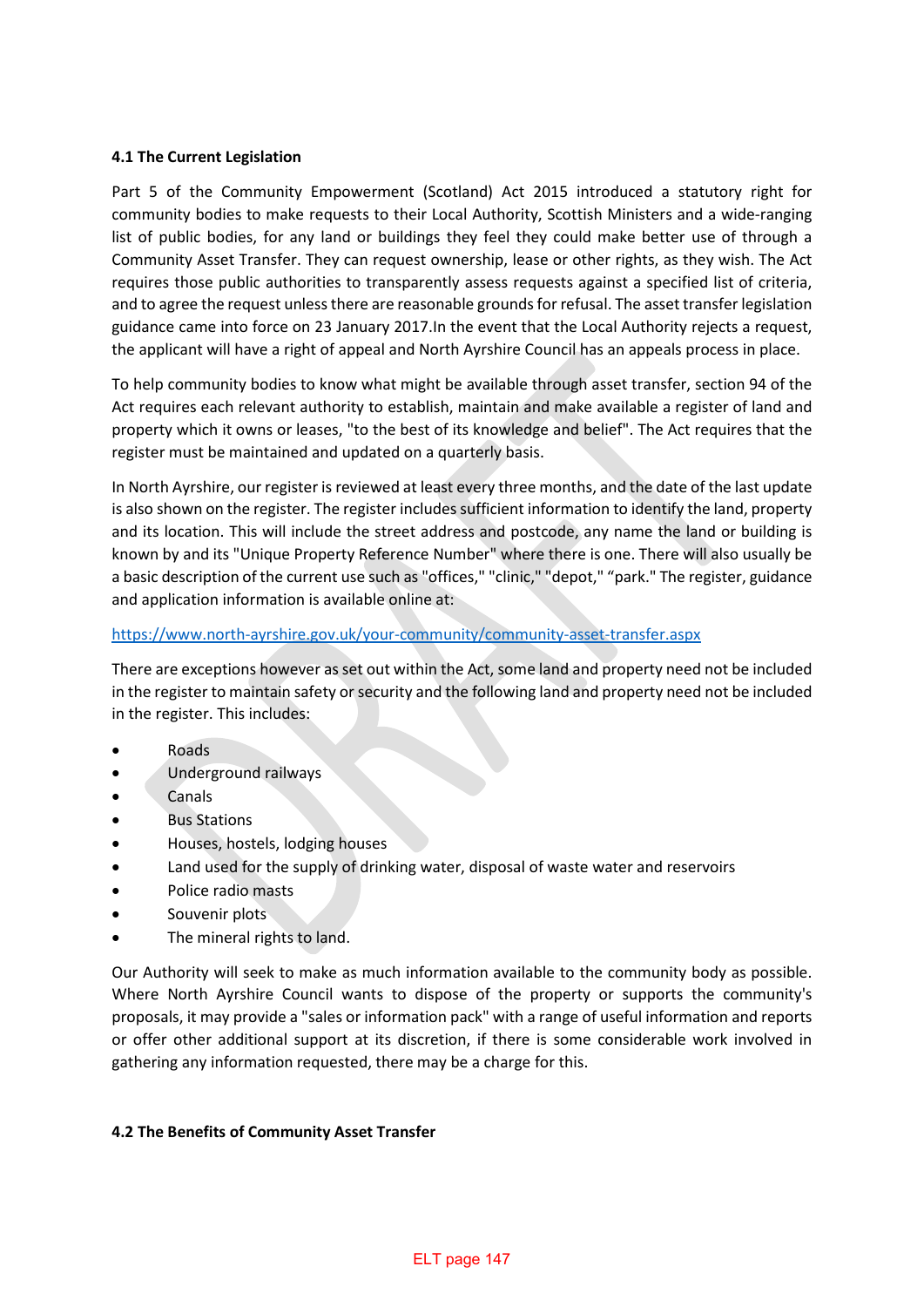#### 4.1 The Current Legislation

Part 5 of the Community Empowerment (Scotland) Act 2015 introduced a statutory right for community bodies to make requests to their Local Authority, Scottish Ministers and a wide-ranging list of public bodies, for any land or buildings they feel they could make better use of through a Community Asset Transfer. They can request ownership, lease or other rights, as they wish. The Act requires those public authorities to transparently assess requests against a specified list of criteria, and to agree the request unless there are reasonable grounds for refusal. The asset transfer legislation guidance came into force on 23 January 2017.In the event that the Local Authority rejects a request, the applicant will have a right of appeal and North Ayrshire Council has an appeals process in place.

To help community bodies to know what might be available through asset transfer, section 94 of the Act requires each relevant authority to establish, maintain and make available a register of land and property which it owns or leases, "to the best of its knowledge and belief". The Act requires that the register must be maintained and updated on a quarterly basis.

In North Ayrshire, our register is reviewed at least every three months, and the date of the last update is also shown on the register. The register includes sufficient information to identify the land, property and its location. This will include the street address and postcode, any name the land or building is known by and its "Unique Property Reference Number" where there is one. There will also usually be a basic description of the current use such as "offices," "clinic," "depot," "park." The register, guidance and application information is available online at:

https://www.north-ayrshire.gov.uk/your-community/community-asset-transfer.aspx

There are exceptions however as set out within the Act, some land and property need not be included in the register to maintain safety or security and the following land and property need not be included in the register. This includes:

- Roads
- Underground railways
- Canals
- Bus Stations
- Houses, hostels, lodging houses
- Land used for the supply of drinking water, disposal of waste water and reservoirs
- Police radio masts
- Souvenir plots
- The mineral rights to land.

Our Authority will seek to make as much information available to the community body as possible. Where North Ayrshire Council wants to dispose of the property or supports the community's proposals, it may provide a "sales or information pack" with a range of useful information and reports or offer other additional support at its discretion, if there is some considerable work involved in gathering any information requested, there may be a charge for this.

#### 4.2 The Benefits of Community Asset Transfer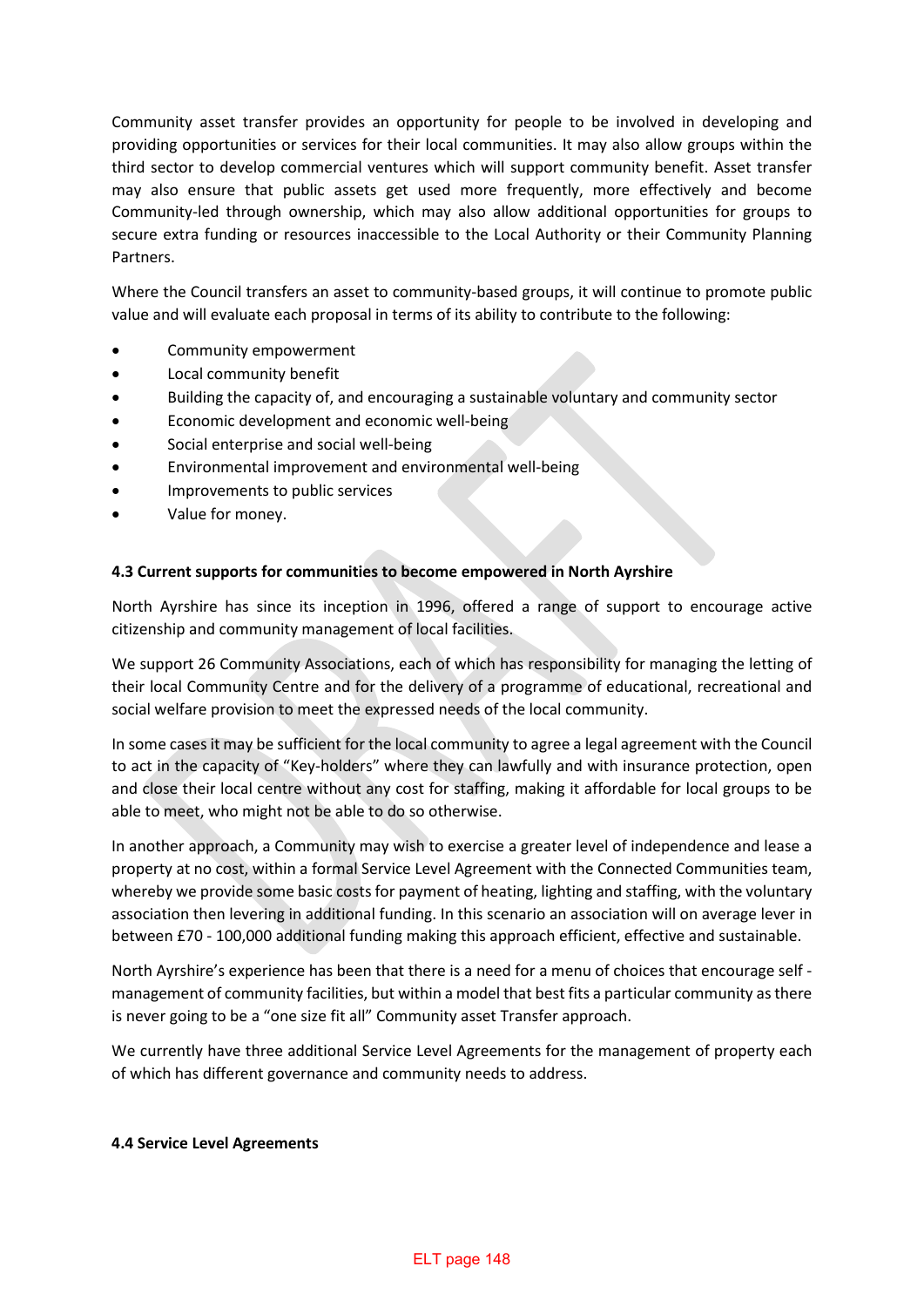Community asset transfer provides an opportunity for people to be involved in developing and providing opportunities or services for their local communities. It may also allow groups within the third sector to develop commercial ventures which will support community benefit. Asset transfer may also ensure that public assets get used more frequently, more effectively and become Community-led through ownership, which may also allow additional opportunities for groups to secure extra funding or resources inaccessible to the Local Authority or their Community Planning Partners.

Where the Council transfers an asset to community-based groups, it will continue to promote public value and will evaluate each proposal in terms of its ability to contribute to the following:

- Community empowerment
- Local community benefit
- Building the capacity of, and encouraging a sustainable voluntary and community sector
- Economic development and economic well-being
- Social enterprise and social well-being
- Environmental improvement and environmental well-being
- Improvements to public services
- Value for money.

**4.3 Current supports for communities to become empowered in North Ayrshire**

North Ayrshire has since its inception in 1996, offered a range of support to encourage active citizenship and community management of local facilities.

We support 26 Community Associations, each of which has responsibility for managing the letting of their local Community Centre and for the delivery of a programme of educational, recreational and social welfare provision to meet the expressed needs of the local community.

In some cases it may be sufficient for the local community to agree a legal agreement with the Council to act in the capacity of "Key-holders" where they can lawfully and with insurance protection, open and close their local centre without any cost for staffing, making it affordable for local groups to be able to meet, who might not be able to do so otherwise.

In another approach, a Community may wish to exercise a greater level of independence and lease a property at no cost, within a formal Service Level Agreement with the Connected Communities team, whereby we provide some basic costs for payment of heating, lighting and staffing, with the voluntary association then levering in additional funding. In this scenario an association will on average lever in between £70 - 100,000 additional funding making this approach efficient, effective and sustainable.

North Ayrshire's experience has been that there is a need for a menu of choices that encourage self - management of community facilities, but within a model that best fits a particular community as there is never going to be a "one size fit all" Community asset Transfer approach.

We currently have three additional Service Level Agreements for the management of property each of which has different governance and community needs to address.

**4.4 Service Level Agreements**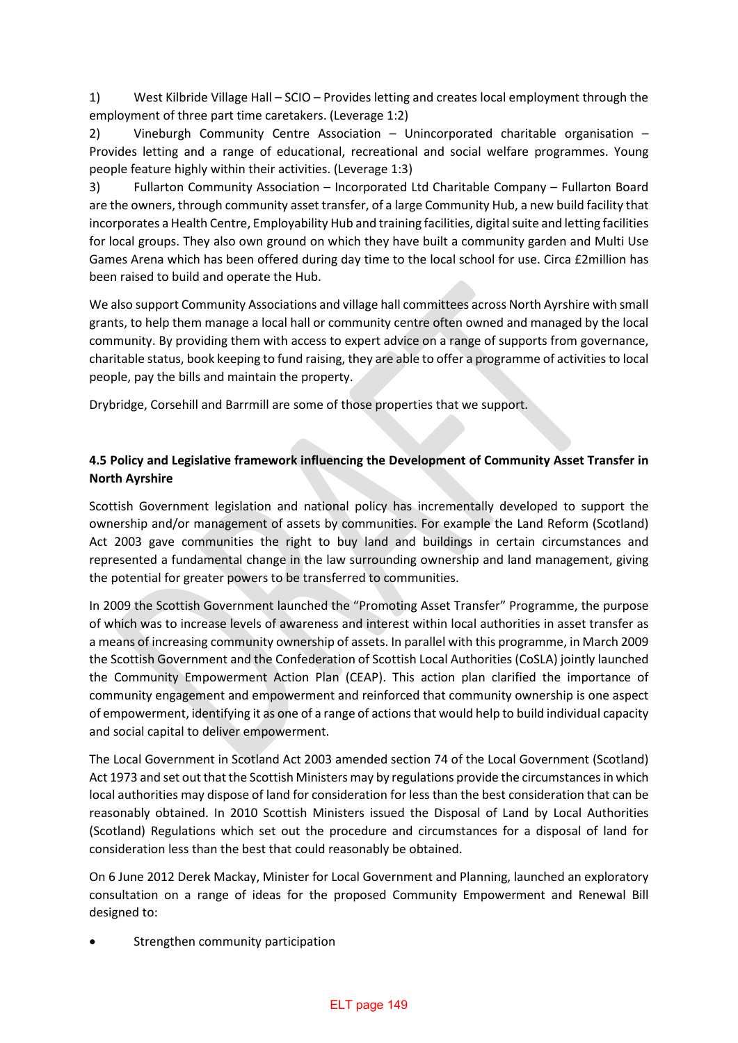1) West Kilbride Village Hall – SCIO – Provides letting and creates local employment through the employment of three part time caretakers. (Leverage 1:2)

2) Vineburgh Community Centre Association – Unincorporated charitable organisation – Provides letting and a range of educational, recreational and social welfare programmes. Young people feature highly within their activities. (Leverage 1:3)

3) Fullarton Community Association – Incorporated Ltd Charitable Company – Fullarton Board are the owners, through community asset transfer, of a large Community Hub, a new build facility that incorporates a Health Centre, Employability Hub and training facilities, digital suite and letting facilities for local groups. They also own ground on which they have built a community garden and Multi Use Games Arena which has been offered during day time to the local school for use. Circa £2million has been raised to build and operate the Hub.

We also support Community Associations and village hall committees across North Ayrshire with small grants, to help them manage a local hall or community centre often owned and managed by the local community. By providing them with access to expert advice on a range of supports from governance, charitable status, book keeping to fund raising, they are able to offer a programme of activities to local people, pay the bills and maintain the property.

Drybridge, Corsehill and Barrmill are some of those properties that we support.

**4.5 Policy and Legislative framework influencing the Development of Community Asset Transfer in North Ayrshire**

Scottish Government legislation and national policy has incrementally developed to support the ownership and/or management of assets by communities. For example the Land Reform (Scotland) Act 2003 gave communities the right to buy land and buildings in certain circumstances and represented a fundamental change in the law surrounding ownership and land management, giving the potential for greater powers to be transferred to communities.

In 2009 the Scottish Government launched the "Promoting Asset Transfer" Programme, the purpose of which was to increase levels of awareness and interest within local authorities in asset transfer as a means of increasing community ownership of assets. In parallel with this programme, in March 2009 the Scottish Government and the Confederation of Scottish Local Authorities (CoSLA) jointly launched the Community Empowerment Action Plan (CEAP). This action plan clarified the importance of community engagement and empowerment and reinforced that community ownership is one aspect of empowerment, identifying it as one of a range of actions that would help to build individual capacity and social capital to deliver empowerment.

The Local Government in Scotland Act 2003 amended section 74 of the Local Government (Scotland) Act 1973 and set out that the Scottish Ministers may by regulations provide the circumstances in which local authorities may dispose of land for consideration for less than the best consideration that can be reasonably obtained. In 2010 Scottish Ministers issued the Disposal of Land by Local Authorities (Scotland) Regulations which set out the procedure and circumstances for a disposal of land for consideration less than the best that could reasonably be obtained.

On 6 June 2012 Derek Mackay, Minister for Local Government and Planning, launched an exploratory consultation on a range of ideas for the proposed Community Empowerment and Renewal Bill designed to:

- Strengthen community participation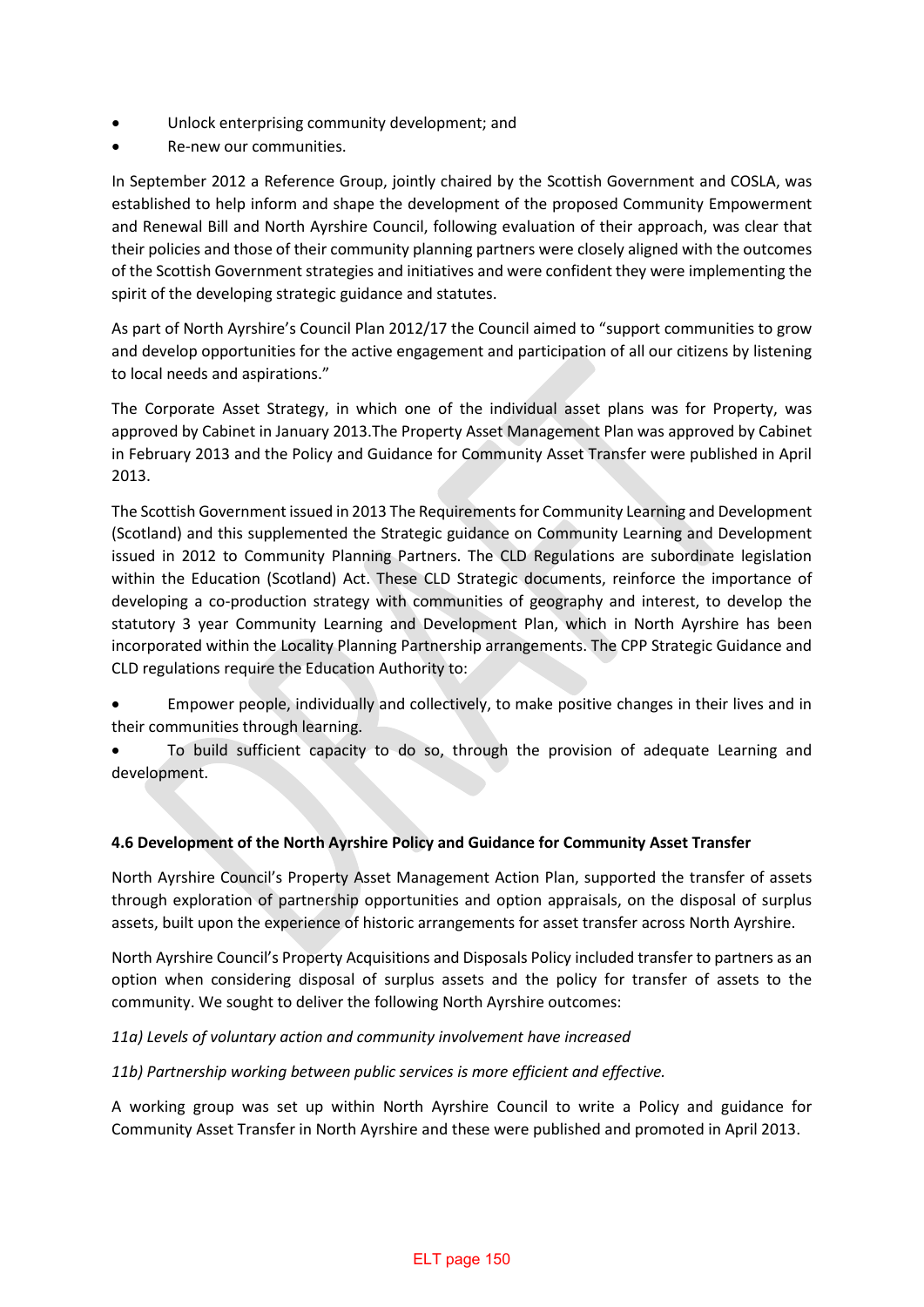- Unlock enterprising community development; and
- Re-new our communities.

In September 2012 a Reference Group, jointly chaired by the Scottish Government and COSLA, was established to help inform and shape the development of the proposed Community Empowerment and Renewal Bill and North Ayrshire Council, following evaluation of their approach, was clear that their policies and those of their community planning partners were closely aligned with the outcomes of the Scottish Government strategies and initiatives and were confident they were implementing the spirit of the developing strategic guidance and statutes.

As part of North Ayrshire's Council Plan 2012/17 the Council aimed to "support communities to grow and develop opportunities for the active engagement and participation of all our citizens by listening to local needs and aspirations."

The Corporate Asset Strategy, in which one of the individual asset plans was for Property, was approved by Cabinet in January 2013.The Property Asset Management Plan was approved by Cabinet in February 2013 and the Policy and Guidance for Community Asset Transfer were published in April 2013.

The Scottish Government issued in 2013 The Requirements for Community Learning and Development (Scotland) and this supplemented the Strategic guidance on Community Learning and Development issued in 2012 to Community Planning Partners. The CLD Regulations are subordinate legislation within the Education (Scotland) Act. These CLD Strategic documents, reinforce the importance of developing a co-production strategy with communities of geography and interest, to develop the statutory 3 year Community Learning and Development Plan, which in North Ayrshire has been incorporated within the Locality Planning Partnership arrangements. The CPP Strategic Guidance and CLD regulations require the Education Authority to:

- Empower people, individually and collectively, to make positive changes in their lives and in their communities through learning.
- To build sufficient capacity to do so, through the provision of adequate Learning and development.

**4.6 Development of the North Ayrshire Policy and Guidance for Community Asset Transfer**

North Ayrshire Council's Property Asset Management Action Plan, supported the transfer of assets through exploration of partnership opportunities and option appraisals, on the disposal of surplus assets, built upon the experience of historic arrangements for asset transfer across North Ayrshire.

North Ayrshire Council's Property Acquisitions and Disposals Policy included transfer to partners as an option when considering disposal of surplus assets and the policy for transfer of assets to the community. We sought to deliver the following North Ayrshire outcomes:

*11a) Levels of voluntary action and community involvement have increased*

*11b) Partnership working between public services is more efficient and effective.*

A working group was set up within North Ayrshire Council to write a Policy and guidance for Community Asset Transfer in North Ayrshire and these were published and promoted in April 2013.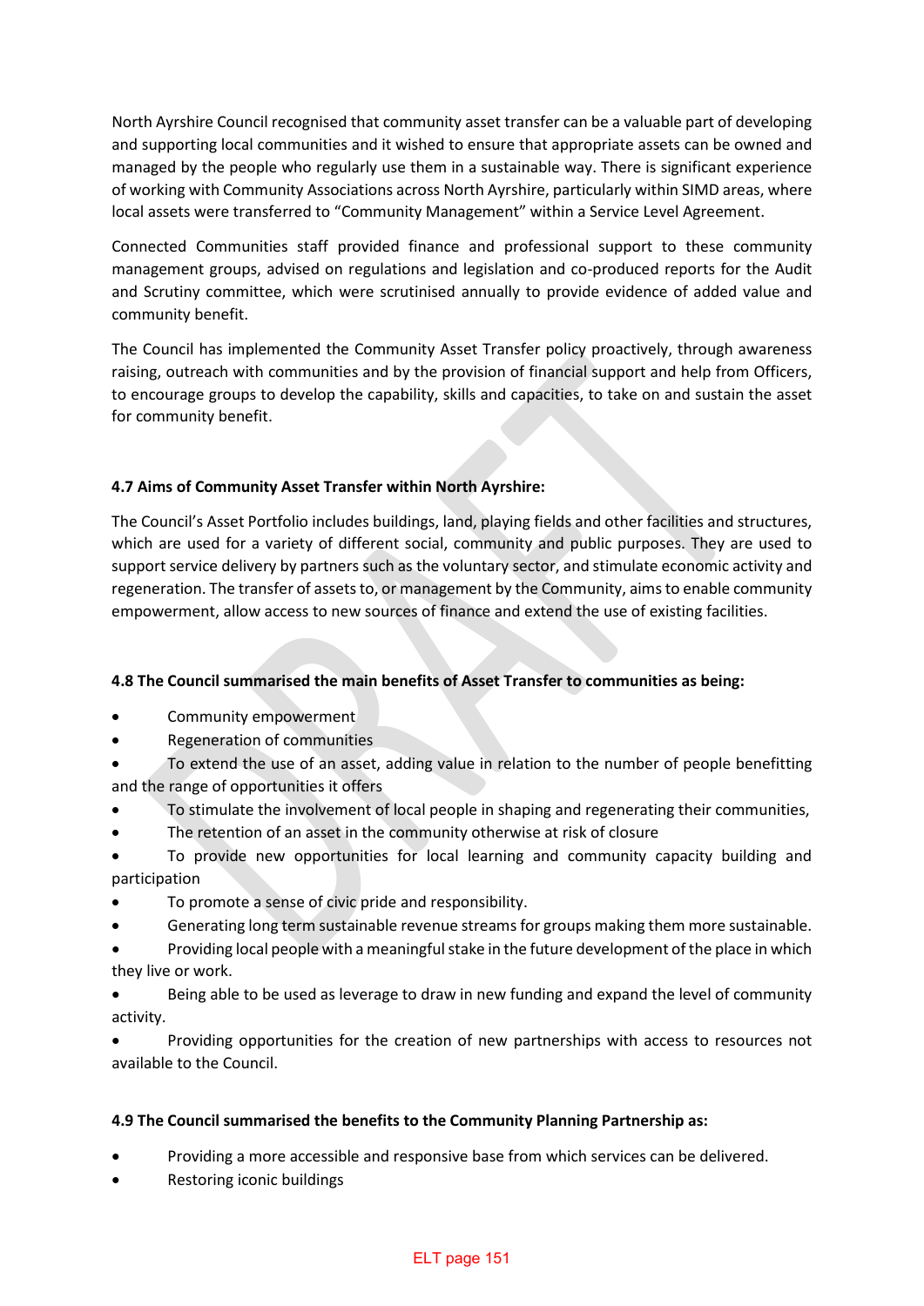North Ayrshire Council recognised that community asset transfer can be a valuable part of developing and supporting local communities and it wished to ensure that appropriate assets can be owned and managed by the people who regularly use them in a sustainable way. There is significant experience of working with Community Associations across North Ayrshire, particularly within SIMD areas, where local assets were transferred to "Community Management" within a Service Level Agreement.

Connected Communities staff provided finance and professional support to these community management groups, advised on regulations and legislation and co-produced reports for the Audit and Scrutiny committee, which were scrutinised annually to provide evidence of added value and community benefit.

The Council has implemented the Community Asset Transfer policy proactively, through awareness raising, outreach with communities and by the provision of financial support and help from Officers, to encourage groups to develop the capability, skills and capacities, to take on and sustain the asset for community benefit.

**4.7 Aims of Community Asset Transfer within North Ayrshire:**

The Council's Asset Portfolio includes buildings, land, playing fields and other facilities and structures, which are used for a variety of different social, community and public purposes. They are used to support service delivery by partners such as the voluntary sector, and stimulate economic activity and regeneration. The transfer of assets to, or management by the Community, aims to enable community empowerment, allow access to new sources of finance and extend the use of existing facilities.

**4.8 The Council summarised the main benefits of Asset Transfer to communities as being:**

- Community empowerment
- Regeneration of communities
- To extend the use of an asset, adding value in relation to the number of people benefitting and the range of opportunities it offers
- To stimulate the involvement of local people in shaping and regenerating their communities,
- The retention of an asset in the community otherwise at risk of closure
- To provide new opportunities for local learning and community capacity building and participation
- To promote a sense of civic pride and responsibility.
- Generating long term sustainable revenue streams for groups making them more sustainable.
- Providing local people with a meaningful stake in the future development of the place in which they live or work.
- Being able to be used as leverage to draw in new funding and expand the level of community activity.
- Providing opportunities for the creation of new partnerships with access to resources not available to the Council.

**4.9 The Council summarised the benefits to the Community Planning Partnership as:**

- Providing a more accessible and responsive base from which services can be delivered.
- Restoring iconic buildings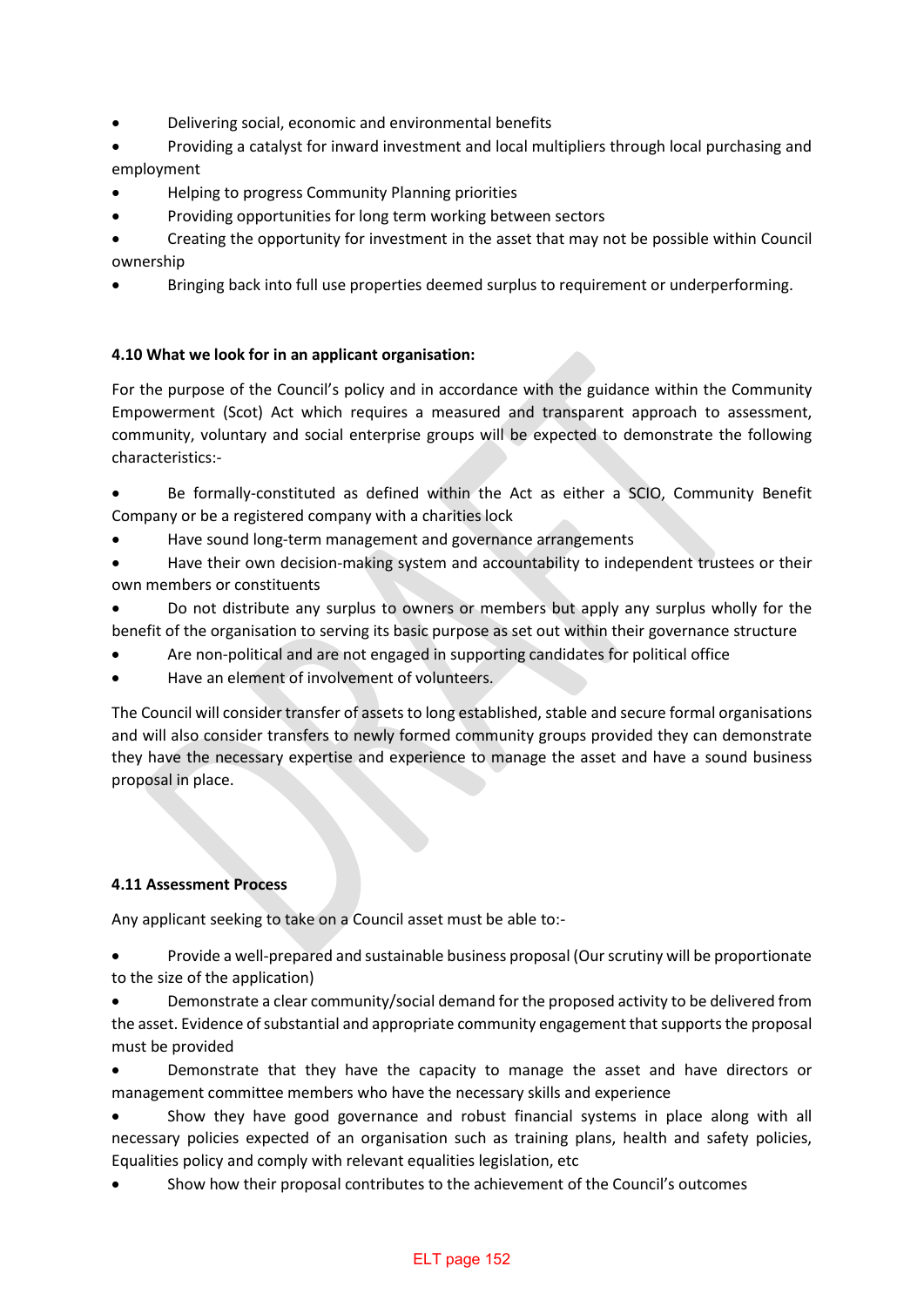- Delivering social, economic and environmental benefits
- Providing a catalyst for inward investment and local multipliers through local purchasing and employment
- Helping to progress Community Planning priorities
- Providing opportunities for long term working between sectors
- Creating the opportunity for investment in the asset that may not be possible within Council ownership
- Bringing back into full use properties deemed surplus to requirement or underperforming.

**4.10 What we look for in an applicant organisation:**

For the purpose of the Council's policy and in accordance with the guidance within the Community Empowerment (Scot) Act which requires a measured and transparent approach to assessment, community, voluntary and social enterprise groups will be expected to demonstrate the following characteristics:-

- Be formally-constituted as defined within the Act as either a SCIO, Community Benefit Company or be a registered company with a charities lock
- Have sound long-term management and governance arrangements
- Have their own decision-making system and accountability to independent trustees or their own members or constituents
- Do not distribute any surplus to owners or members but apply any surplus wholly for the benefit of the organisation to serving its basic purpose as set out within their governance structure
- Are non-political and are not engaged in supporting candidates for political office
- Have an element of involvement of volunteers.

The Council will consider transfer of assets to long established, stable and secure formal organisations and will also consider transfers to newly formed community groups provided they can demonstrate they have the necessary expertise and experience to manage the asset and have a sound business proposal in place.

**4.11 Assessment Process**

Any applicant seeking to take on a Council asset must be able to:-

- Provide a well-prepared and sustainable business proposal (Our scrutiny will be proportionate to the size of the application)
- Demonstrate a clear community/social demand for the proposed activity to be delivered from the asset. Evidence of substantial and appropriate community engagement that supports the proposal must be provided
- Demonstrate that they have the capacity to manage the asset and have directors or management committee members who have the necessary skills and experience
- Show they have good governance and robust financial systems in place along with all necessary policies expected of an organisation such as training plans, health and safety policies, Equalities policy and comply with relevant equalities legislation, etc
- Show how their proposal contributes to the achievement of the Council's outcomes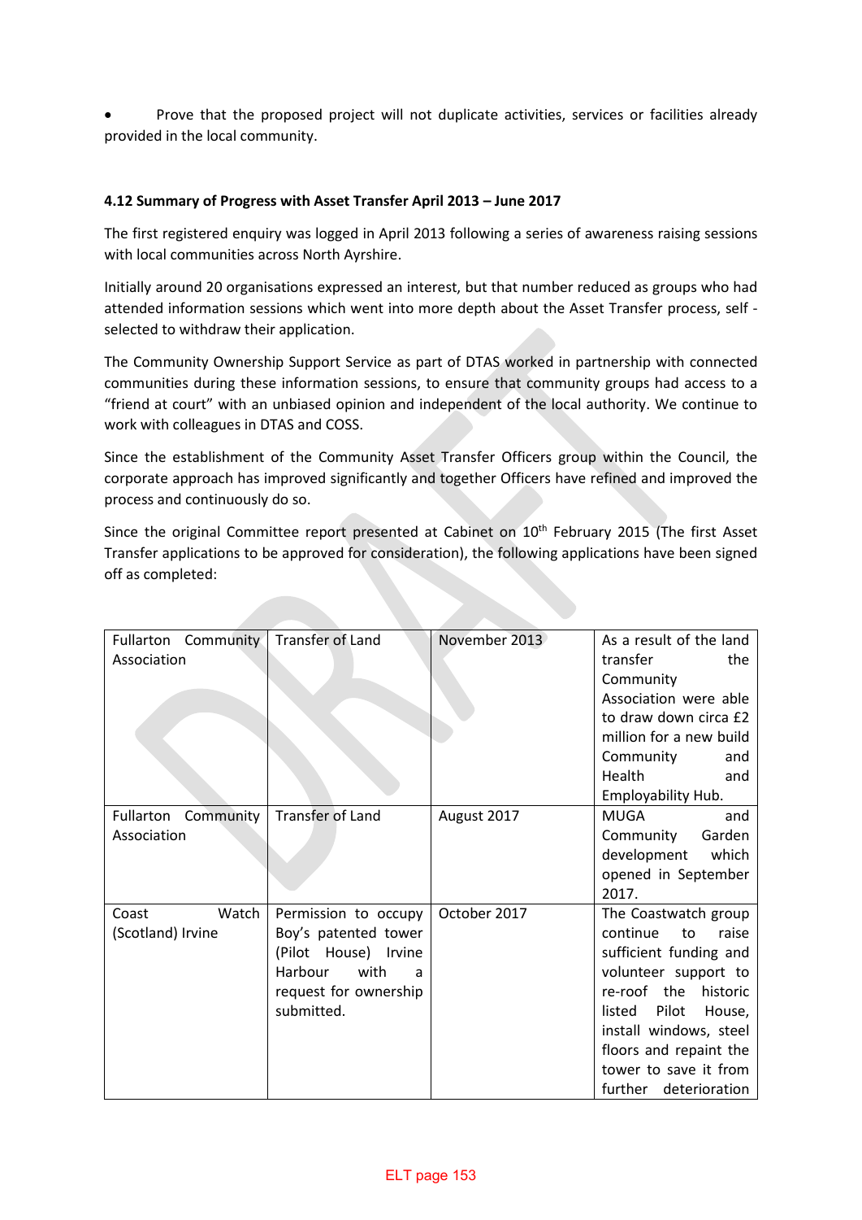- Prove that the proposed project will not duplicate activities, services or facilities already provided in the local community.

**4.12 Summary of Progress with Asset Transfer April 2013 – June 2017**

The first registered enquiry was logged in April 2013 following a series of awareness raising sessions with local communities across North Ayrshire.

Initially around 20 organisations expressed an interest, but that number reduced as groups who had attended information sessions which went into more depth about the Asset Transfer process, self - selected to withdraw their application.

The Community Ownership Support Service as part of DTAS worked in partnership with connected communities during these information sessions, to ensure that community groups had access to a "friend at court" with an unbiased opinion and independent of the local authority. We continue to work with colleagues in DTAS and COSS.

Since the establishment of the Community Asset Transfer Officers group within the Council, the corporate approach has improved significantly and together Officers have refined and improved the process and continuously do so.

Since the original Committee report presented at Cabinet on 10th February 2015 (The first Asset Transfer applications to be approved for consideration), the following applications have been signed off as completed:

| | | | |
|---|---|---|---|
| Fullarton Community Association | Transfer of Land | November 2013 | As a result of the land transfer the Community Association were able to draw down circa £2 million for a new build Community and Health and Employability Hub. |
| Fullarton Community Association | Transfer of Land | August 2017 | MUGA and Community Garden development which opened in September 2017. |
| Coast Watch (Scotland) Irvine | Permission to occupy Boy's patented tower (Pilot House) Irvine Harbour with a request for ownership submitted. | October 2017 | The Coastwatch group continue to raise sufficient funding and volunteer support to re-roof the historic listed Pilot House, install windows, steel floors and repaint the tower to save it from further deterioration |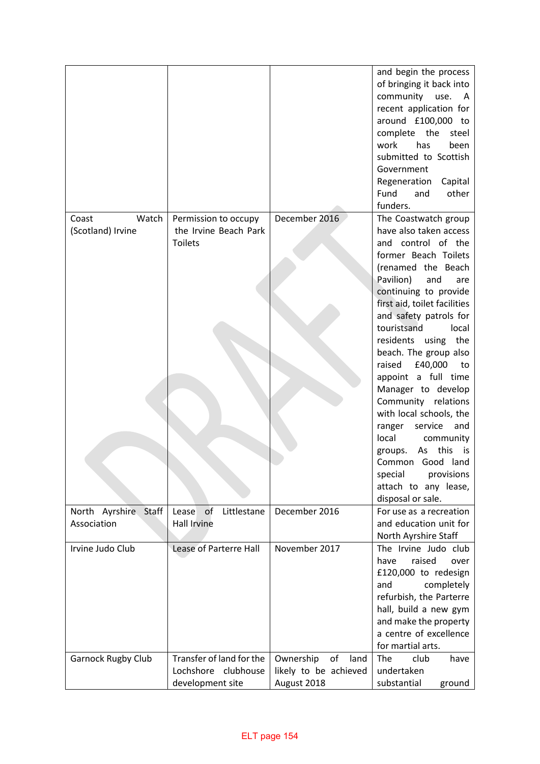| | | | |
|---|---|---|---|
| | | | and begin the process of bringing it back into community use. A recent application for around £100,000 to complete the steel work has been submitted to Scottish Government Regeneration Capital Fund and other funders. |
| Coast Watch (Scotland) Irvine | Permission to occupy the Irvine Beach Park Toilets | December 2016 | The Coastwatch group have also taken access and control of the former Beach Toilets (renamed the Beach Pavilion) and are continuing to provide first aid, toilet facilities and safety patrols for touristsand local residents using the beach. The group also raised £40,000 to appoint a full time Manager to develop Community relations with local schools, the ranger service and local community groups. As this is Common Good land special provisions attach to any lease, disposal or sale. |
| North Ayrshire Staff Association | Lease of Littlestane Hall Irvine | December 2016 | For use as a recreation and education unit for North Ayrshire Staff |
| Irvine Judo Club | Lease of Parterre Hall | November 2017 | The Irvine Judo club have raised over £120,000 to redesign and completely refurbish, the Parterre hall, build a new gym and make the property a centre of excellence for martial arts. |
| Garnock Rugby Club | Transfer of land for the Lochshore clubhouse development site | Ownership of land likely to be achieved August 2018 | The club have undertaken substantial ground |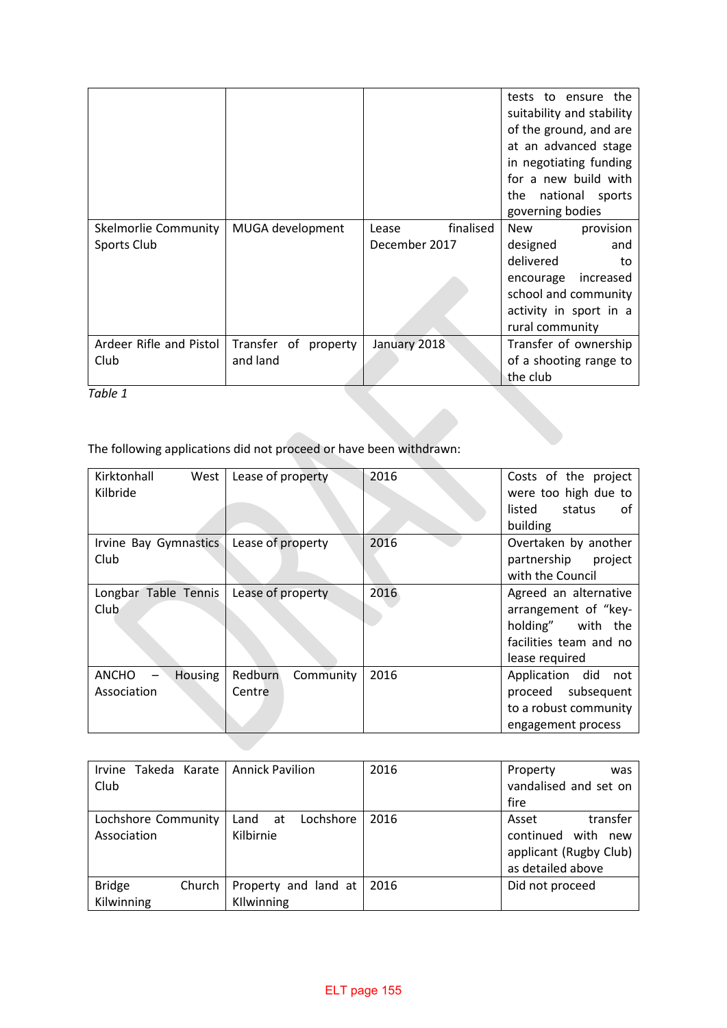|  |  |  | tests to ensure the suitability and stability of the ground, and are at an advanced stage in negotiating funding for a new build with the national sports governing bodies |
|---|---|---|---|
| Skelmorlie Community Sports Club | MUGA development | Lease finalised December 2017 | New provision designed and delivered to encourage increased school and community activity in sport in a rural community |
| Ardeer Rifle and Pistol Club | Transfer of property and land | January 2018 | Transfer of ownership of a shooting range to the club |

*Table 1*

The following applications did not proceed or have been withdrawn:

| Kirktonhall West Kilbride | Lease of property | 2016 | Costs of the project were too high due to listed status of building |
|---|---|---|---|
| Irvine Bay Gymnastics Club | Lease of property | 2016 | Overtaken by another partnership project with the Council |
| Longbar Table Tennis Club | Lease of property | 2016 | Agreed an alternative arrangement of "key-holding" with the facilities team and no lease required |
| ANCHO – Housing Association | Redburn Community Centre | 2016 | Application did not proceed subsequent to a robust community engagement process |
| Irvine Takeda Karate Club | Annick Pavilion | 2016 | Property was vandalised and set on fire |
| Lochshore Community Association | Land at Lochshore Kilbirnie | 2016 | Asset transfer continued with new applicant (Rugby Club) as detailed above |
| Bridge Church Kilwinning | Property and land at KIlwinning | 2016 | Did not proceed |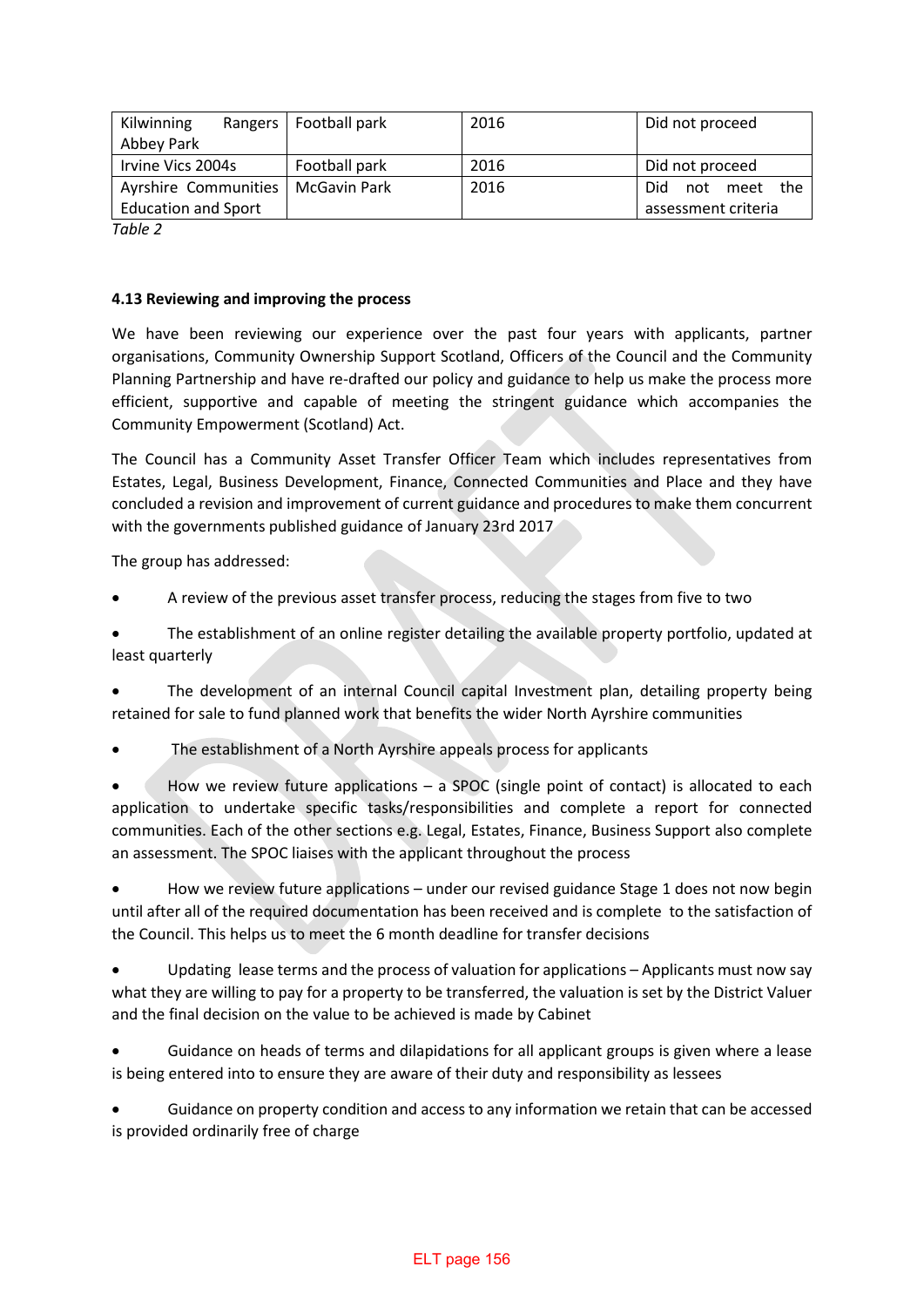| Kilwinning Rangers Abbey Park | Football park | 2016 | Did not proceed |
|---|---|---|---|
| Irvine Vics 2004s | Football park | 2016 | Did not proceed |
| Ayrshire Communities Education and Sport | McGavin Park | 2016 | Did not meet the assessment criteria |

*Table 2*

**4.13 Reviewing and improving the process**

We have been reviewing our experience over the past four years with applicants, partner organisations, Community Ownership Support Scotland, Officers of the Council and the Community Planning Partnership and have re-drafted our policy and guidance to help us make the process more efficient, supportive and capable of meeting the stringent guidance which accompanies the Community Empowerment (Scotland) Act.

The Council has a Community Asset Transfer Officer Team which includes representatives from Estates, Legal, Business Development, Finance, Connected Communities and Place and they have concluded a revision and improvement of current guidance and procedures to make them concurrent with the governments published guidance of January 23rd 2017

The group has addressed:

- A review of the previous asset transfer process, reducing the stages from five to two
- The establishment of an online register detailing the available property portfolio, updated at least quarterly
- The development of an internal Council capital Investment plan, detailing property being retained for sale to fund planned work that benefits the wider North Ayrshire communities
- The establishment of a North Ayrshire appeals process for applicants
- How we review future applications – a SPOC (single point of contact) is allocated to each application to undertake specific tasks/responsibilities and complete a report for connected communities. Each of the other sections e.g. Legal, Estates, Finance, Business Support also complete an assessment. The SPOC liaises with the applicant throughout the process
- How we review future applications – under our revised guidance Stage 1 does not now begin until after all of the required documentation has been received and is complete to the satisfaction of the Council. This helps us to meet the 6 month deadline for transfer decisions
- Updating lease terms and the process of valuation for applications – Applicants must now say what they are willing to pay for a property to be transferred, the valuation is set by the District Valuer and the final decision on the value to be achieved is made by Cabinet
- Guidance on heads of terms and dilapidations for all applicant groups is given where a lease is being entered into to ensure they are aware of their duty and responsibility as lessees
- Guidance on property condition and access to any information we retain that can be accessed is provided ordinarily free of charge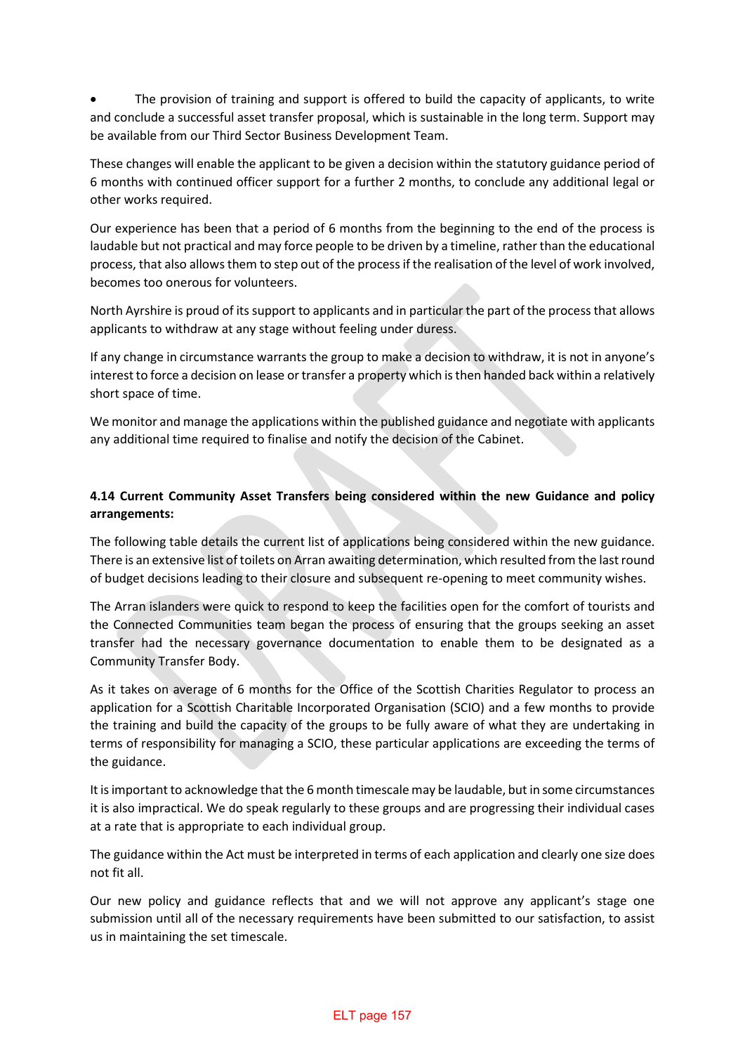- The provision of training and support is offered to build the capacity of applicants, to write and conclude a successful asset transfer proposal, which is sustainable in the long term. Support may be available from our Third Sector Business Development Team.

These changes will enable the applicant to be given a decision within the statutory guidance period of 6 months with continued officer support for a further 2 months, to conclude any additional legal or other works required.

Our experience has been that a period of 6 months from the beginning to the end of the process is laudable but not practical and may force people to be driven by a timeline, rather than the educational process, that also allows them to step out of the process if the realisation of the level of work involved, becomes too onerous for volunteers.

North Ayrshire is proud of its support to applicants and in particular the part of the process that allows applicants to withdraw at any stage without feeling under duress.

If any change in circumstance warrants the group to make a decision to withdraw, it is not in anyone's interest to force a decision on lease or transfer a property which is then handed back within a relatively short space of time.

We monitor and manage the applications within the published guidance and negotiate with applicants any additional time required to finalise and notify the decision of the Cabinet.

**4.14 Current Community Asset Transfers being considered within the new Guidance and policy arrangements:**

The following table details the current list of applications being considered within the new guidance. There is an extensive list of toilets on Arran awaiting determination, which resulted from the last round of budget decisions leading to their closure and subsequent re-opening to meet community wishes.

The Arran islanders were quick to respond to keep the facilities open for the comfort of tourists and the Connected Communities team began the process of ensuring that the groups seeking an asset transfer had the necessary governance documentation to enable them to be designated as a Community Transfer Body.

As it takes on average of 6 months for the Office of the Scottish Charities Regulator to process an application for a Scottish Charitable Incorporated Organisation (SCIO) and a few months to provide the training and build the capacity of the groups to be fully aware of what they are undertaking in terms of responsibility for managing a SCIO, these particular applications are exceeding the terms of the guidance.

It is important to acknowledge that the 6 month timescale may be laudable, but in some circumstances it is also impractical. We do speak regularly to these groups and are progressing their individual cases at a rate that is appropriate to each individual group.

The guidance within the Act must be interpreted in terms of each application and clearly one size does not fit all.

Our new policy and guidance reflects that and we will not approve any applicant's stage one submission until all of the necessary requirements have been submitted to our satisfaction, to assist us in maintaining the set timescale.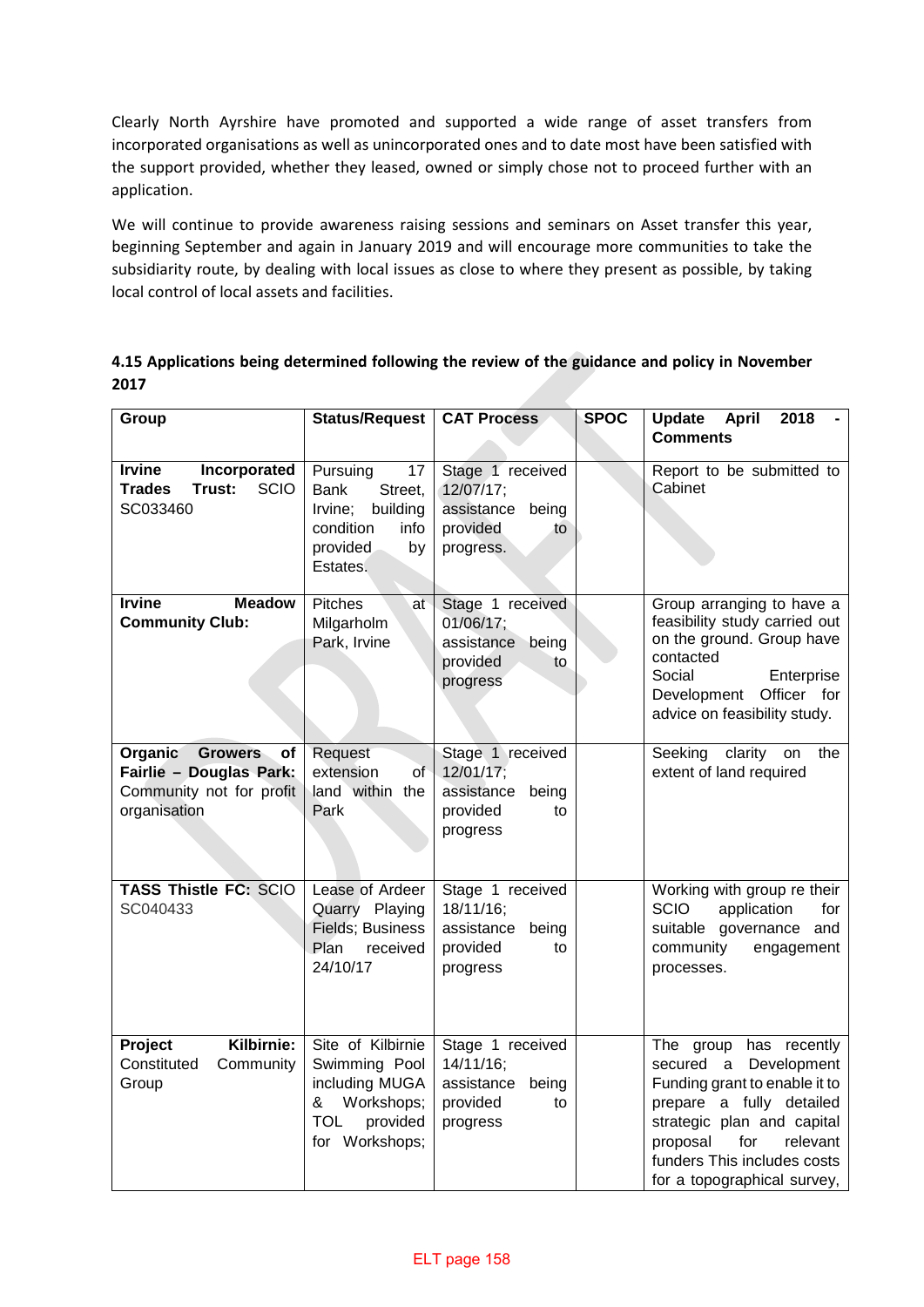Clearly North Ayrshire have promoted and supported a wide range of asset transfers from incorporated organisations as well as unincorporated ones and to date most have been satisfied with the support provided, whether they leased, owned or simply chose not to proceed further with an application.

We will continue to provide awareness raising sessions and seminars on Asset transfer this year, beginning September and again in January 2019 and will encourage more communities to take the subsidiarity route, by dealing with local issues as close to where they present as possible, by taking local control of local assets and facilities.

**4.15 Applications being determined following the review of the guidance and policy in November 2017**

| Group | Status/Request | CAT Process | SPOC | Update April 2018 - Comments |
|---|---|---|---|---|
| **Irvine Incorporated Trades Trust:** SCIO SC033460 | Pursuing 17 Bank Street, Irvine; building condition info provided by Estates. | Stage 1 received 12/07/17; assistance being provided to progress. | | Report to be submitted to Cabinet |
| **Irvine Meadow Community Club:** | Pitches at Milgarholm Park, Irvine | Stage 1 received 01/06/17; assistance being provided to progress | | Group arranging to have a feasibility study carried out on the ground. Group have contacted Social Enterprise Development Officer for advice on feasibility study. |
| **Organic Growers of Fairlie – Douglas Park:** Community not for profit organisation | Request extension of land within the Park | Stage 1 received 12/01/17; assistance being provided to progress | | Seeking clarity on the extent of land required |
| **TASS Thistle FC:** SCIO SC040433 | Lease of Ardeer Quarry Playing Fields; Business Plan received 24/10/17 | Stage 1 received 18/11/16; assistance being provided to progress | | Working with group re their SCIO application for suitable governance and community engagement processes. |
| **Project Kilbirnie:** Constituted Community Group | Site of Kilbirnie Swimming Pool including MUGA & Workshops; TOL provided for Workshops; | Stage 1 received 14/11/16; assistance being provided to progress | | The group has recently secured a Development Funding grant to enable it to prepare a fully detailed strategic plan and capital proposal for relevant funders This includes costs for a topographical survey, |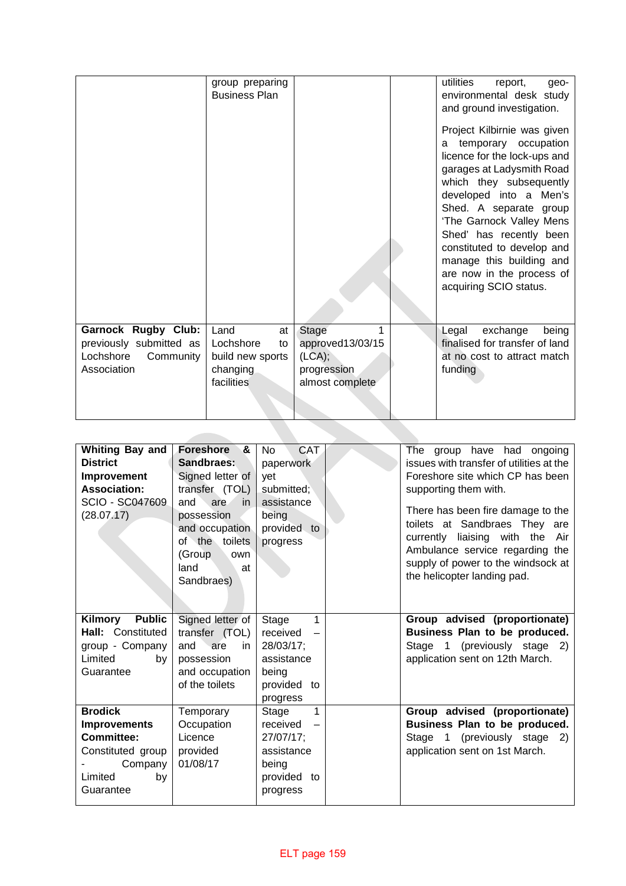| | | | | |
|---|---|---|---|---|
| | group preparing Business Plan | | | utilities report, geo-environmental desk study and ground investigation.<br><br>Project Kilbirnie was given a temporary occupation licence for the lock-ups and garages at Ladysmith Road which they subsequently developed into a Men's Shed. A separate group 'The Garnock Valley Mens Shed' has recently been constituted to develop and manage this building and are now in the process of acquiring SCIO status. |
| **Garnock Rugby Club:** previously submitted as Lochshore Community Association | Land at Lochshore to build new sports changing facilities | Stage 1 approved13/03/15 (LCA); progression almost complete | | Legal exchange being finalised for transfer of land at no cost to attract match funding |

| | | | | |
|---|---|---|---|---|
| **Whiting Bay and District Improvement Association:** SCIO - SC047609 (28.07.17) | **Foreshore & Sandbraes:** Signed letter of transfer (TOL) and are in possession and occupation of the toilets (Group own land at Sandbraes) | No CAT paperwork yet submitted; assistance being provided to progress | | The group have had ongoing issues with transfer of utilities at the Foreshore site which CP has been supporting them with.<br><br>There has been fire damage to the toilets at Sandbraes They are currently liaising with the Air Ambulance service regarding the supply of power to the windsock at the helicopter landing pad. |
| **Kilmory Public Hall:** Constituted group - Company Limited by Guarantee | Signed letter of transfer (TOL) and are in possession and occupation of the toilets | Stage 1 received – 28/03/17; assistance being provided to progress | | **Group advised (proportionate) Business Plan to be produced.** Stage 1 (previously stage 2) application sent on 12th March. |
| **Brodick Improvements Committee:** Constituted group - Company Limited by Guarantee | Temporary Occupation Licence provided 01/08/17 | Stage 1 received – 27/07/17; assistance being provided to progress | | **Group advised (proportionate) Business Plan to be produced.** Stage 1 (previously stage 2) application sent on 1st March. |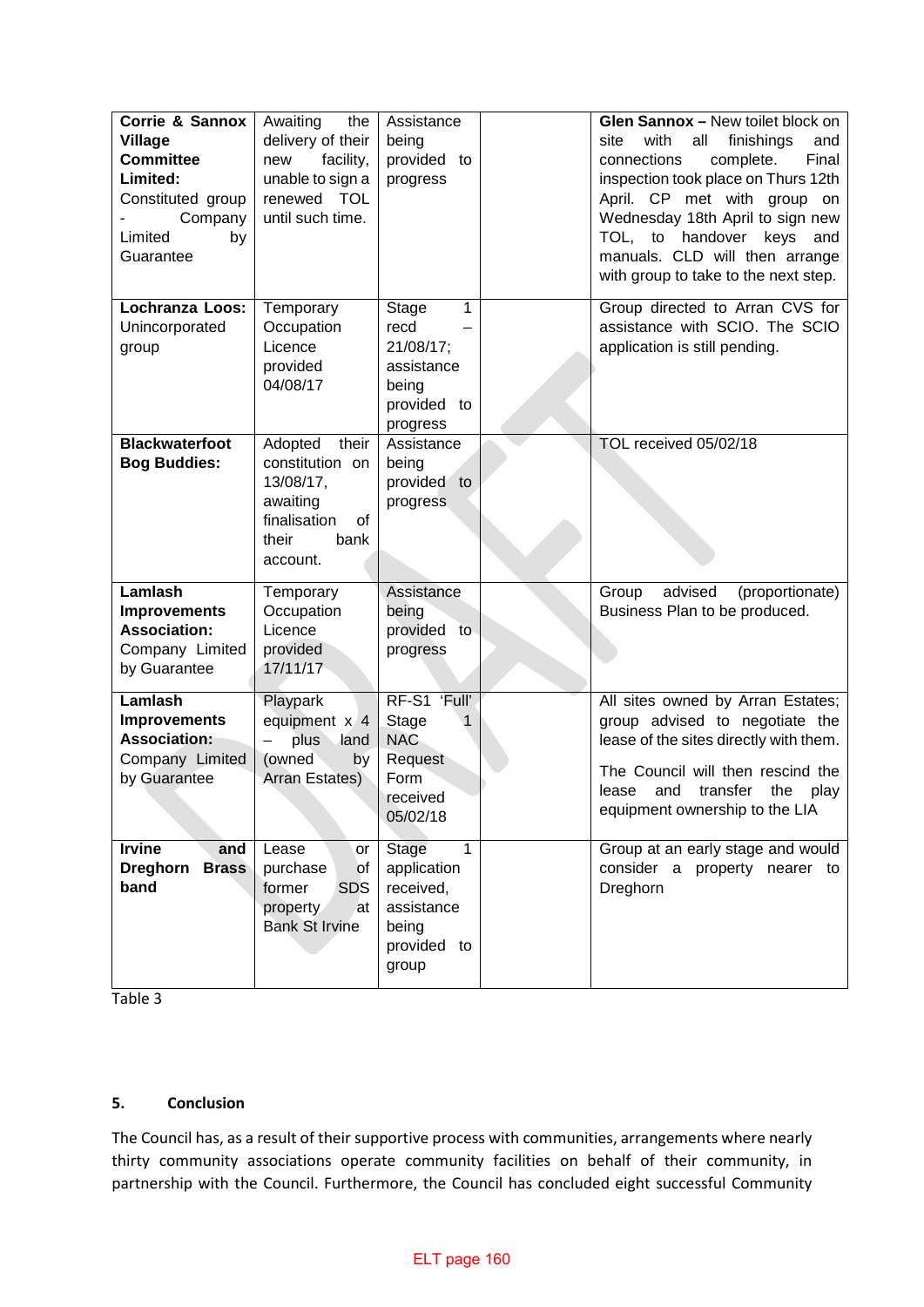| | | | | |
|---|---|---|---|---|
| **Corrie & Sannox Village Committee Limited:** Constituted group - Company Limited by Guarantee | Awaiting the delivery of their new facility, unable to sign a renewed TOL until such time. | Assistance being provided to progress | | **Glen Sannox –** New toilet block on site with all finishings and connections complete. Final inspection took place on Thurs 12th April. CP met with group on Wednesday 18th April to sign new TOL, to handover keys and manuals. CLD will then arrange with group to take to the next step. |
| **Lochranza Loos:** Unincorporated group | Temporary Occupation Licence provided 04/08/17 | Stage 1 recd – 21/08/17; assistance being provided to progress | | Group directed to Arran CVS for assistance with SCIO. The SCIO application is still pending. |
| **Blackwaterfoot Bog Buddies:** | Adopted their constitution on 13/08/17, awaiting finalisation of their bank account. | Assistance being provided to progress | | TOL received 05/02/18 |
| **Lamlash Improvements Association:** Company Limited by Guarantee | Temporary Occupation Licence provided 17/11/17 | Assistance being provided to progress | | Group advised (proportionate) Business Plan to be produced. |
| **Lamlash Improvements Association:** Company Limited by Guarantee | Playpark equipment x 4 – plus land (owned by Arran Estates) | RF-S1 'Full' Stage 1 NAC Request Form received 05/02/18 | | All sites owned by Arran Estates; group advised to negotiate the lease of the sites directly with them.<br><br>The Council will then rescind the lease and transfer the play equipment ownership to the LIA |
| **Irvine and Dreghorn Brass band** | Lease or purchase of former SDS property at Bank St Irvine | Stage 1 application received, assistance being provided to group | | Group at an early stage and would consider a property nearer to Dreghorn |

Table 3

## 5. Conclusion

The Council has, as a result of their supportive process with communities, arrangements where nearly thirty community associations operate community facilities on behalf of their community, in partnership with the Council. Furthermore, the Council has concluded eight successful Community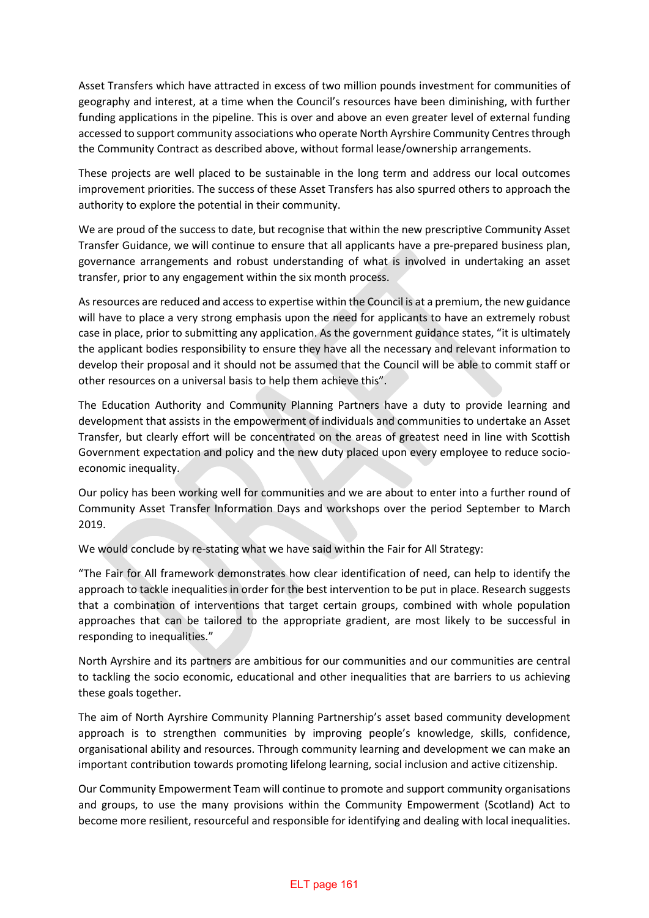Asset Transfers which have attracted in excess of two million pounds investment for communities of geography and interest, at a time when the Council's resources have been diminishing, with further funding applications in the pipeline. This is over and above an even greater level of external funding accessed to support community associations who operate North Ayrshire Community Centres through the Community Contract as described above, without formal lease/ownership arrangements.

These projects are well placed to be sustainable in the long term and address our local outcomes improvement priorities. The success of these Asset Transfers has also spurred others to approach the authority to explore the potential in their community.

We are proud of the success to date, but recognise that within the new prescriptive Community Asset Transfer Guidance, we will continue to ensure that all applicants have a pre-prepared business plan, governance arrangements and robust understanding of what is involved in undertaking an asset transfer, prior to any engagement within the six month process.

As resources are reduced and access to expertise within the Council is at a premium, the new guidance will have to place a very strong emphasis upon the need for applicants to have an extremely robust case in place, prior to submitting any application. As the government guidance states, "it is ultimately the applicant bodies responsibility to ensure they have all the necessary and relevant information to develop their proposal and it should not be assumed that the Council will be able to commit staff or other resources on a universal basis to help them achieve this".

The Education Authority and Community Planning Partners have a duty to provide learning and development that assists in the empowerment of individuals and communities to undertake an Asset Transfer, but clearly effort will be concentrated on the areas of greatest need in line with Scottish Government expectation and policy and the new duty placed upon every employee to reduce socio-economic inequality.

Our policy has been working well for communities and we are about to enter into a further round of Community Asset Transfer Information Days and workshops over the period September to March 2019.

We would conclude by re-stating what we have said within the Fair for All Strategy:

"The Fair for All framework demonstrates how clear identification of need, can help to identify the approach to tackle inequalities in order for the best intervention to be put in place. Research suggests that a combination of interventions that target certain groups, combined with whole population approaches that can be tailored to the appropriate gradient, are most likely to be successful in responding to inequalities."

North Ayrshire and its partners are ambitious for our communities and our communities are central to tackling the socio economic, educational and other inequalities that are barriers to us achieving these goals together.

The aim of North Ayrshire Community Planning Partnership's asset based community development approach is to strengthen communities by improving people's knowledge, skills, confidence, organisational ability and resources. Through community learning and development we can make an important contribution towards promoting lifelong learning, social inclusion and active citizenship.

Our Community Empowerment Team will continue to promote and support community organisations and groups, to use the many provisions within the Community Empowerment (Scotland) Act to become more resilient, resourceful and responsible for identifying and dealing with local inequalities.